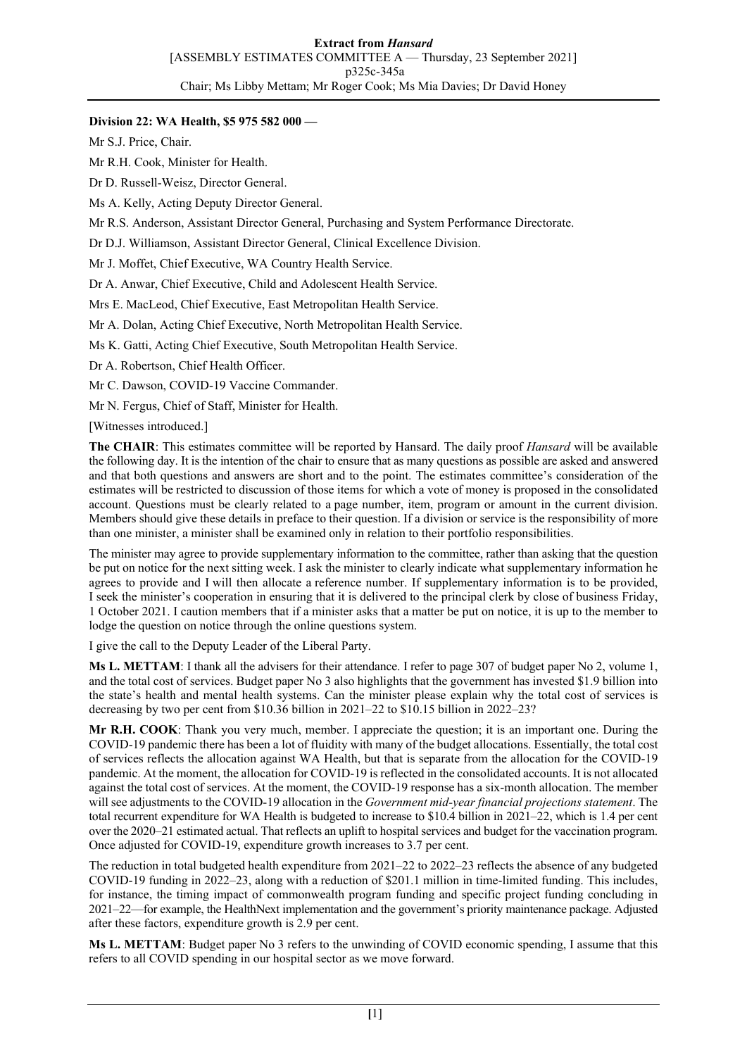**Division 22: WA Health, $5 975 582 000 —**

Mr S.J. Price, Chair.

Mr R.H. Cook, Minister for Health.

Dr D. Russell-Weisz, Director General.

Ms A. Kelly, Acting Deputy Director General.

Mr R.S. Anderson, Assistant Director General, Purchasing and System Performance Directorate.

Dr D.J. Williamson, Assistant Director General, Clinical Excellence Division.

Mr J. Moffet, Chief Executive, WA Country Health Service.

Dr A. Anwar, Chief Executive, Child and Adolescent Health Service.

Mrs E. MacLeod, Chief Executive, East Metropolitan Health Service.

Mr A. Dolan, Acting Chief Executive, North Metropolitan Health Service.

Ms K. Gatti, Acting Chief Executive, South Metropolitan Health Service.

Dr A. Robertson, Chief Health Officer.

Mr C. Dawson, COVID-19 Vaccine Commander.

Mr N. Fergus, Chief of Staff, Minister for Health.

[Witnesses introduced.]

**The CHAIR**: This estimates committee will be reported by Hansard. The daily proof *Hansard* will be available the following day. It is the intention of the chair to ensure that as many questions as possible are asked and answered and that both questions and answers are short and to the point. The estimates committee's consideration of the estimates will be restricted to discussion of those items for which a vote of money is proposed in the consolidated account. Questions must be clearly related to a page number, item, program or amount in the current division. Members should give these details in preface to their question. If a division or service is the responsibility of more than one minister, a minister shall be examined only in relation to their portfolio responsibilities.

The minister may agree to provide supplementary information to the committee, rather than asking that the question be put on notice for the next sitting week. I ask the minister to clearly indicate what supplementary information he agrees to provide and I will then allocate a reference number. If supplementary information is to be provided, I seek the minister's cooperation in ensuring that it is delivered to the principal clerk by close of business Friday, 1 October 2021. I caution members that if a minister asks that a matter be put on notice, it is up to the member to lodge the question on notice through the online questions system.

I give the call to the Deputy Leader of the Liberal Party.

**Ms L. METTAM**: I thank all the advisers for their attendance. I refer to page 307 of budget paper No 2, volume 1, and the total cost of services. Budget paper No 3 also highlights that the government has invested $1.9 billion into the state's health and mental health systems. Can the minister please explain why the total cost of services is decreasing by two per cent from $10.36 billion in 2021–22 to $10.15 billion in 2022–23?

**Mr R.H. COOK**: Thank you very much, member. I appreciate the question; it is an important one. During the COVID-19 pandemic there has been a lot of fluidity with many of the budget allocations. Essentially, the total cost of services reflects the allocation against WA Health, but that is separate from the allocation for the COVID-19 pandemic. At the moment, the allocation for COVID-19 is reflected in the consolidated accounts. It is not allocated against the total cost of services. At the moment, the COVID-19 response has a six-month allocation. The member will see adjustments to the COVID-19 allocation in the *Government mid-year financial projections statement*. The total recurrent expenditure for WA Health is budgeted to increase to $10.4 billion in 2021–22, which is 1.4 per cent over the 2020–21 estimated actual. That reflects an uplift to hospital services and budget for the vaccination program. Once adjusted for COVID-19, expenditure growth increases to 3.7 per cent.

The reduction in total budgeted health expenditure from 2021–22 to 2022–23 reflects the absence of any budgeted COVID-19 funding in 2022–23, along with a reduction of $201.1 million in time-limited funding. This includes, for instance, the timing impact of commonwealth program funding and specific project funding concluding in 2021–22—for example, the HealthNext implementation and the government's priority maintenance package. Adjusted after these factors, expenditure growth is 2.9 per cent.

**Ms L. METTAM**: Budget paper No 3 refers to the unwinding of COVID economic spending, I assume that this refers to all COVID spending in our hospital sector as we move forward.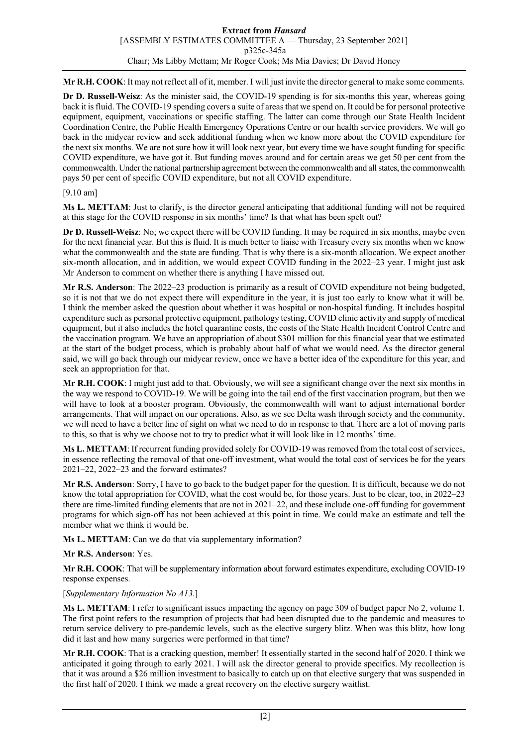**Mr R.H. COOK**: It may not reflect all of it, member. I will just invite the director general to make some comments.

**Dr D. Russell-Weisz**: As the minister said, the COVID-19 spending is for six-months this year, whereas going back it is fluid. The COVID-19 spending covers a suite of areas that we spend on. It could be for personal protective equipment, equipment, vaccinations or specific staffing. The latter can come through our State Health Incident Coordination Centre, the Public Health Emergency Operations Centre or our health service providers. We will go back in the midyear review and seek additional funding when we know more about the COVID expenditure for the next six months. We are not sure how it will look next year, but every time we have sought funding for specific COVID expenditure, we have got it. But funding moves around and for certain areas we get 50 per cent from the commonwealth. Under the national partnership agreement between the commonwealth and all states, the commonwealth pays 50 per cent of specific COVID expenditure, but not all COVID expenditure.

[9.10 am]

**Ms L. METTAM**: Just to clarify, is the director general anticipating that additional funding will not be required at this stage for the COVID response in six months' time? Is that what has been spelt out?

**Dr D. Russell-Weisz**: No; we expect there will be COVID funding. It may be required in six months, maybe even for the next financial year. But this is fluid. It is much better to liaise with Treasury every six months when we know what the commonwealth and the state are funding. That is why there is a six-month allocation. We expect another six-month allocation, and in addition, we would expect COVID funding in the 2022–23 year. I might just ask Mr Anderson to comment on whether there is anything I have missed out.

**Mr R.S. Anderson**: The 2022–23 production is primarily as a result of COVID expenditure not being budgeted, so it is not that we do not expect there will be expenditure in the year, it is just too early to know what it will be. I think the member asked the question about whether it was hospital or non-hospital funding. It includes hospital expenditure such as personal protective equipment, pathology testing, COVID clinic activity and supply of medical equipment, but it also includes the hotel quarantine costs, the costs of the State Health Incident Control Centre and the vaccination program. We have an appropriation of about $301 million for this financial year that we estimated at the start of the budget process, which is probably about half of what we would need. As the director general said, we will go back through our midyear review, once we have a better idea of the expenditure for this year, and seek an appropriation for that.

**Mr R.H. COOK**: I might just add to that. Obviously, we will see a significant change over the next six months in the way we respond to COVID-19. We will be going into the tail end of the first vaccination program, but then we will have to look at a booster program. Obviously, the commonwealth will want to adjust international border arrangements. That will impact on our operations. Also, as we see Delta wash through society and the community, we will need to have a better line of sight on what we need to do in response to that. There are a lot of moving parts to this, so that is why we choose not to try to predict what it will look like in 12 months' time.

**Ms L. METTAM**: If recurrent funding provided solely for COVID-19 was removed from the total cost of services, in essence reflecting the removal of that one-off investment, what would the total cost of services be for the years 2021–22, 2022–23 and the forward estimates?

**Mr R.S. Anderson**: Sorry, I have to go back to the budget paper for the question. It is difficult, because we do not know the total appropriation for COVID, what the cost would be, for those years. Just to be clear, too, in 2022–23 there are time-limited funding elements that are not in 2021–22, and these include one-off funding for government programs for which sign-off has not been achieved at this point in time. We could make an estimate and tell the member what we think it would be.

**Ms L. METTAM**: Can we do that via supplementary information?

**Mr R.S. Anderson**: Yes.

**Mr R.H. COOK**: That will be supplementary information about forward estimates expenditure, excluding COVID-19 response expenses.

[*Supplementary Information No A13.*]

**Ms L. METTAM**: I refer to significant issues impacting the agency on page 309 of budget paper No 2, volume 1. The first point refers to the resumption of projects that had been disrupted due to the pandemic and measures to return service delivery to pre-pandemic levels, such as the elective surgery blitz. When was this blitz, how long did it last and how many surgeries were performed in that time?

**Mr R.H. COOK**: That is a cracking question, member! It essentially started in the second half of 2020. I think we anticipated it going through to early 2021. I will ask the director general to provide specifics. My recollection is that it was around a $26 million investment to basically to catch up on that elective surgery that was suspended in the first half of 2020. I think we made a great recovery on the elective surgery waitlist.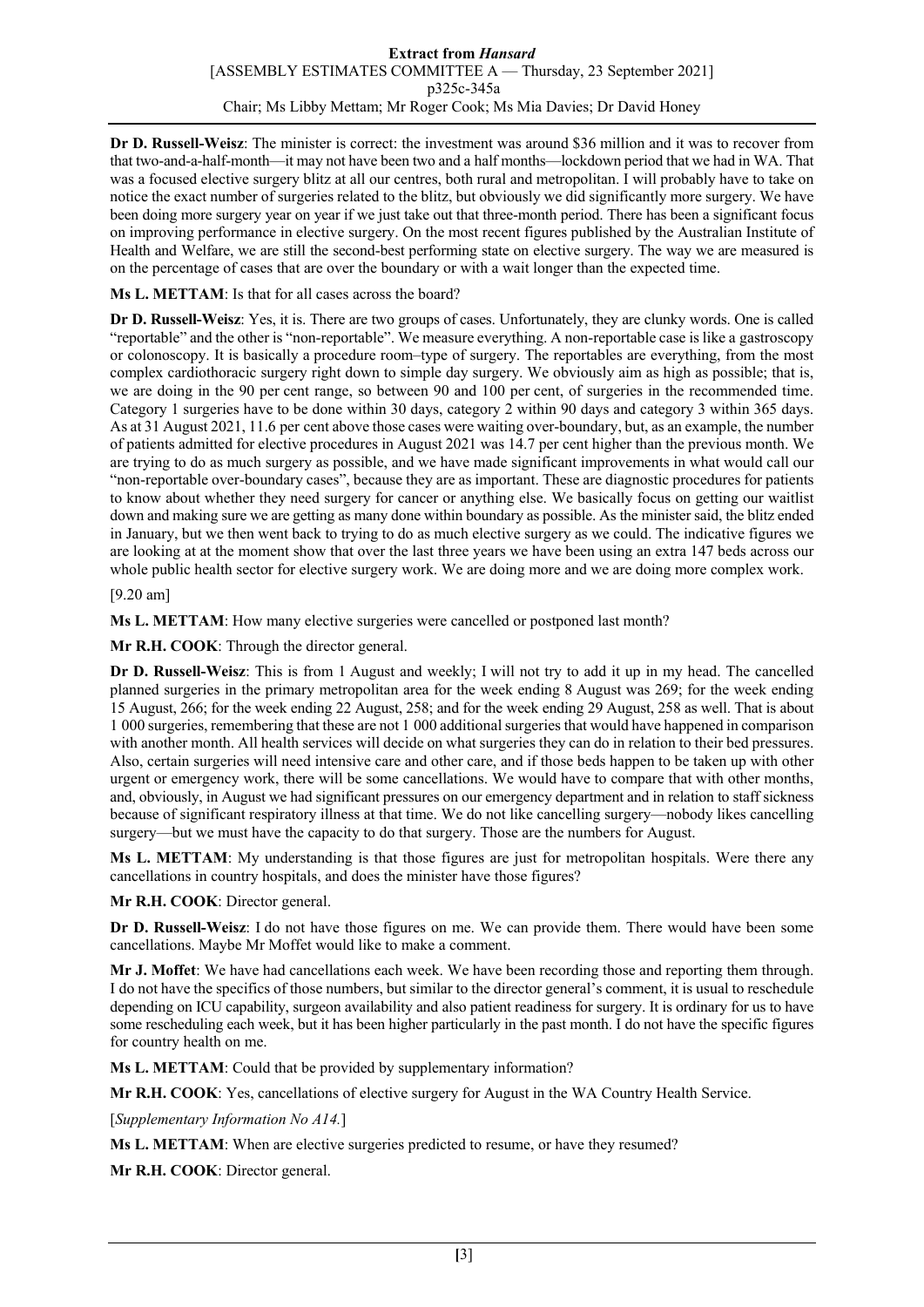**Dr D. Russell-Weisz**: The minister is correct: the investment was around $36 million and it was to recover from that two-and-a-half-month—it may not have been two and a half months—lockdown period that we had in WA. That was a focused elective surgery blitz at all our centres, both rural and metropolitan. I will probably have to take on notice the exact number of surgeries related to the blitz, but obviously we did significantly more surgery. We have been doing more surgery year on year if we just take out that three-month period. There has been a significant focus on improving performance in elective surgery. On the most recent figures published by the Australian Institute of Health and Welfare, we are still the second-best performing state on elective surgery. The way we are measured is on the percentage of cases that are over the boundary or with a wait longer than the expected time.

**Ms L. METTAM**: Is that for all cases across the board?

**Dr D. Russell-Weisz**: Yes, it is. There are two groups of cases. Unfortunately, they are clunky words. One is called "reportable" and the other is "non-reportable". We measure everything. A non-reportable case is like a gastroscopy or colonoscopy. It is basically a procedure room–type of surgery. The reportables are everything, from the most complex cardiothoracic surgery right down to simple day surgery. We obviously aim as high as possible; that is, we are doing in the 90 per cent range, so between 90 and 100 per cent, of surgeries in the recommended time. Category 1 surgeries have to be done within 30 days, category 2 within 90 days and category 3 within 365 days. As at 31 August 2021, 11.6 per cent above those cases were waiting over-boundary, but, as an example, the number of patients admitted for elective procedures in August 2021 was 14.7 per cent higher than the previous month. We are trying to do as much surgery as possible, and we have made significant improvements in what would call our "non-reportable over-boundary cases", because they are as important. These are diagnostic procedures for patients to know about whether they need surgery for cancer or anything else. We basically focus on getting our waitlist down and making sure we are getting as many done within boundary as possible. As the minister said, the blitz ended in January, but we then went back to trying to do as much elective surgery as we could. The indicative figures we are looking at at the moment show that over the last three years we have been using an extra 147 beds across our whole public health sector for elective surgery work. We are doing more and we are doing more complex work.

[9.20 am]

**Ms L. METTAM**: How many elective surgeries were cancelled or postponed last month?

**Mr R.H. COOK**: Through the director general.

**Dr D. Russell-Weisz**: This is from 1 August and weekly; I will not try to add it up in my head. The cancelled planned surgeries in the primary metropolitan area for the week ending 8 August was 269; for the week ending 15 August, 266; for the week ending 22 August, 258; and for the week ending 29 August, 258 as well. That is about 1 000 surgeries, remembering that these are not 1 000 additional surgeries that would have happened in comparison with another month. All health services will decide on what surgeries they can do in relation to their bed pressures. Also, certain surgeries will need intensive care and other care, and if those beds happen to be taken up with other urgent or emergency work, there will be some cancellations. We would have to compare that with other months, and, obviously, in August we had significant pressures on our emergency department and in relation to staff sickness because of significant respiratory illness at that time. We do not like cancelling surgery—nobody likes cancelling surgery—but we must have the capacity to do that surgery. Those are the numbers for August.

**Ms L. METTAM**: My understanding is that those figures are just for metropolitan hospitals. Were there any cancellations in country hospitals, and does the minister have those figures?

**Mr R.H. COOK**: Director general.

**Dr D. Russell-Weisz**: I do not have those figures on me. We can provide them. There would have been some cancellations. Maybe Mr Moffet would like to make a comment.

**Mr J. Moffet**: We have had cancellations each week. We have been recording those and reporting them through. I do not have the specifics of those numbers, but similar to the director general's comment, it is usual to reschedule depending on ICU capability, surgeon availability and also patient readiness for surgery. It is ordinary for us to have some rescheduling each week, but it has been higher particularly in the past month. I do not have the specific figures for country health on me.

**Ms L. METTAM**: Could that be provided by supplementary information?

**Mr R.H. COOK**: Yes, cancellations of elective surgery for August in the WA Country Health Service.

[*Supplementary Information No A14.*]

**Ms L. METTAM**: When are elective surgeries predicted to resume, or have they resumed?

**Mr R.H. COOK**: Director general.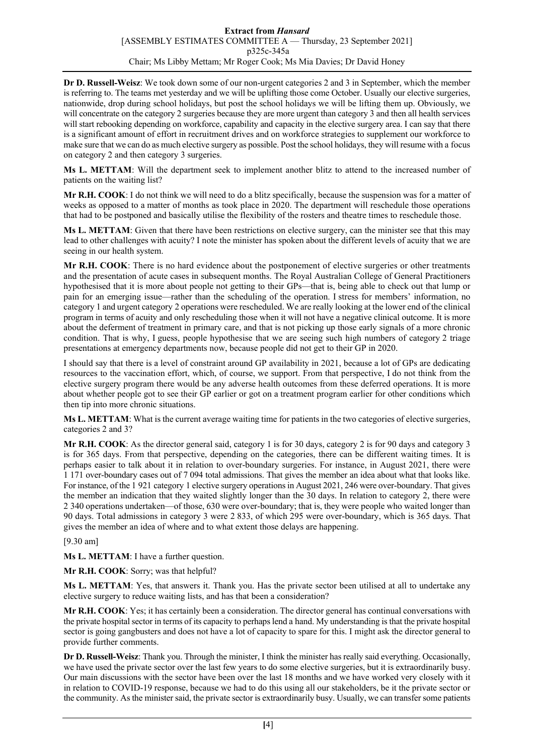**Dr D. Russell-Weisz**: We took down some of our non-urgent categories 2 and 3 in September, which the member is referring to. The teams met yesterday and we will be uplifting those come October. Usually our elective surgeries, nationwide, drop during school holidays, but post the school holidays we will be lifting them up. Obviously, we will concentrate on the category 2 surgeries because they are more urgent than category 3 and then all health services will start rebooking depending on workforce, capability and capacity in the elective surgery area. I can say that there is a significant amount of effort in recruitment drives and on workforce strategies to supplement our workforce to make sure that we can do as much elective surgery as possible. Post the school holidays, they will resume with a focus on category 2 and then category 3 surgeries.

**Ms L. METTAM**: Will the department seek to implement another blitz to attend to the increased number of patients on the waiting list?

**Mr R.H. COOK**: I do not think we will need to do a blitz specifically, because the suspension was for a matter of weeks as opposed to a matter of months as took place in 2020. The department will reschedule those operations that had to be postponed and basically utilise the flexibility of the rosters and theatre times to reschedule those.

**Ms L. METTAM**: Given that there have been restrictions on elective surgery, can the minister see that this may lead to other challenges with acuity? I note the minister has spoken about the different levels of acuity that we are seeing in our health system.

**Mr R.H. COOK**: There is no hard evidence about the postponement of elective surgeries or other treatments and the presentation of acute cases in subsequent months. The Royal Australian College of General Practitioners hypothesised that it is more about people not getting to their GPs—that is, being able to check out that lump or pain for an emerging issue—rather than the scheduling of the operation. I stress for members' information, no category 1 and urgent category 2 operations were rescheduled. We are really looking at the lower end of the clinical program in terms of acuity and only rescheduling those when it will not have a negative clinical outcome. It is more about the deferment of treatment in primary care, and that is not picking up those early signals of a more chronic condition. That is why, I guess, people hypothesise that we are seeing such high numbers of category 2 triage presentations at emergency departments now, because people did not get to their GP in 2020.

I should say that there is a level of constraint around GP availability in 2021, because a lot of GPs are dedicating resources to the vaccination effort, which, of course, we support. From that perspective, I do not think from the elective surgery program there would be any adverse health outcomes from these deferred operations. It is more about whether people got to see their GP earlier or got on a treatment program earlier for other conditions which then tip into more chronic situations.

**Ms L. METTAM**: What is the current average waiting time for patients in the two categories of elective surgeries, categories 2 and 3?

**Mr R.H. COOK**: As the director general said, category 1 is for 30 days, category 2 is for 90 days and category 3 is for 365 days. From that perspective, depending on the categories, there can be different waiting times. It is perhaps easier to talk about it in relation to over-boundary surgeries. For instance, in August 2021, there were 1 171 over-boundary cases out of 7 094 total admissions. That gives the member an idea about what that looks like. For instance, of the 1 921 category 1 elective surgery operations in August 2021, 246 were over-boundary. That gives the member an indication that they waited slightly longer than the 30 days. In relation to category 2, there were 2 340 operations undertaken—of those, 630 were over-boundary; that is, they were people who waited longer than 90 days. Total admissions in category 3 were 2 833, of which 295 were over-boundary, which is 365 days. That gives the member an idea of where and to what extent those delays are happening.

[9.30 am]

**Ms L. METTAM**: I have a further question.

**Mr R.H. COOK**: Sorry; was that helpful?

**Ms L. METTAM**: Yes, that answers it. Thank you. Has the private sector been utilised at all to undertake any elective surgery to reduce waiting lists, and has that been a consideration?

**Mr R.H. COOK**: Yes; it has certainly been a consideration. The director general has continual conversations with the private hospital sector in terms of its capacity to perhaps lend a hand. My understanding is that the private hospital sector is going gangbusters and does not have a lot of capacity to spare for this. I might ask the director general to provide further comments.

**Dr D. Russell-Weisz**: Thank you. Through the minister, I think the minister has really said everything. Occasionally, we have used the private sector over the last few years to do some elective surgeries, but it is extraordinarily busy. Our main discussions with the sector have been over the last 18 months and we have worked very closely with it in relation to COVID-19 response, because we had to do this using all our stakeholders, be it the private sector or the community. As the minister said, the private sector is extraordinarily busy. Usually, we can transfer some patients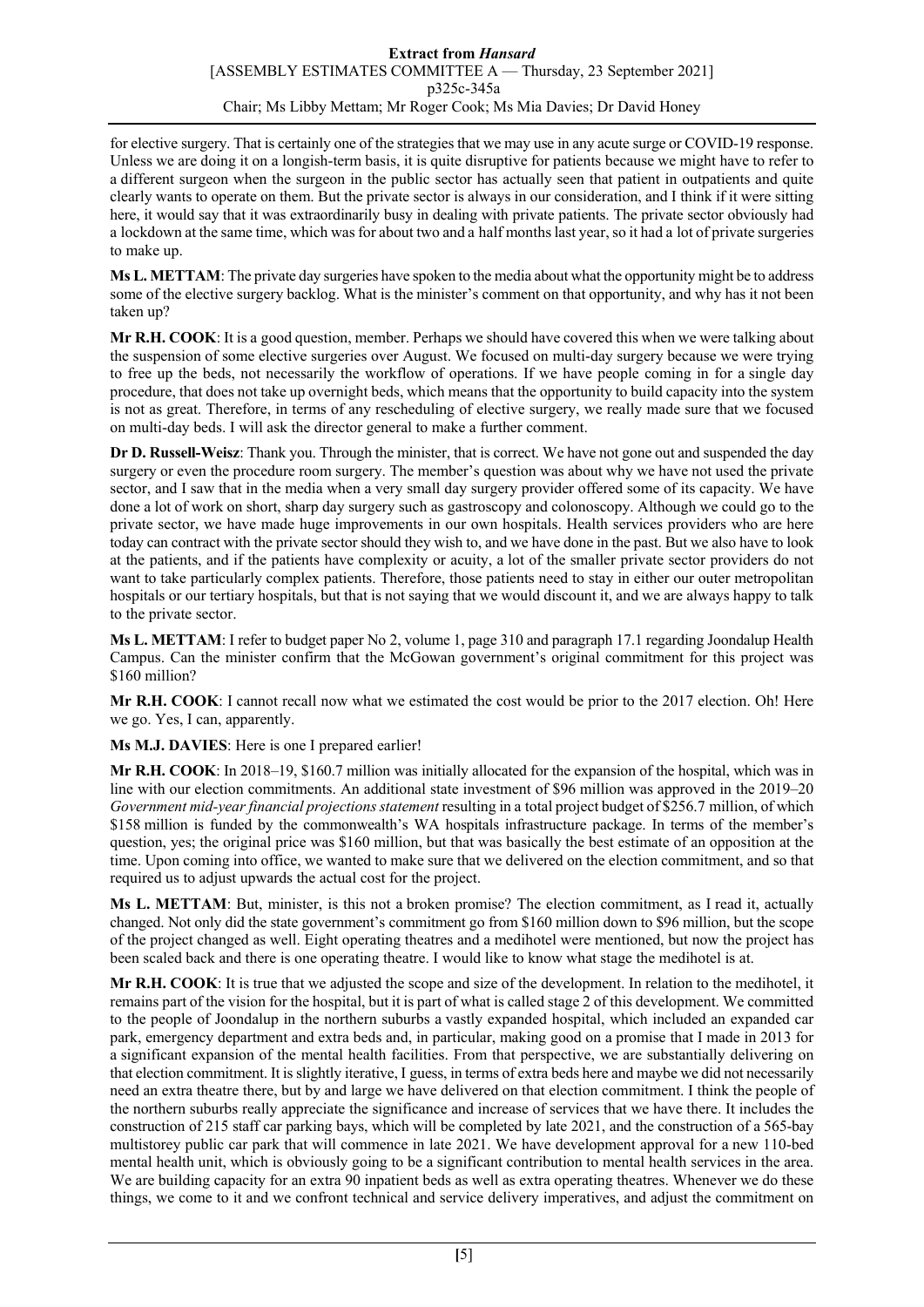for elective surgery. That is certainly one of the strategies that we may use in any acute surge or COVID-19 response. Unless we are doing it on a longish-term basis, it is quite disruptive for patients because we might have to refer to a different surgeon when the surgeon in the public sector has actually seen that patient in outpatients and quite clearly wants to operate on them. But the private sector is always in our consideration, and I think if it were sitting here, it would say that it was extraordinarily busy in dealing with private patients. The private sector obviously had a lockdown at the same time, which was for about two and a half months last year, so it had a lot of private surgeries to make up.

**Ms L. METTAM**: The private day surgeries have spoken to the media about what the opportunity might be to address some of the elective surgery backlog. What is the minister's comment on that opportunity, and why has it not been taken up?

**Mr R.H. COOK**: It is a good question, member. Perhaps we should have covered this when we were talking about the suspension of some elective surgeries over August. We focused on multi-day surgery because we were trying to free up the beds, not necessarily the workflow of operations. If we have people coming in for a single day procedure, that does not take up overnight beds, which means that the opportunity to build capacity into the system is not as great. Therefore, in terms of any rescheduling of elective surgery, we really made sure that we focused on multi-day beds. I will ask the director general to make a further comment.

**Dr D. Russell-Weisz**: Thank you. Through the minister, that is correct. We have not gone out and suspended the day surgery or even the procedure room surgery. The member's question was about why we have not used the private sector, and I saw that in the media when a very small day surgery provider offered some of its capacity. We have done a lot of work on short, sharp day surgery such as gastroscopy and colonoscopy. Although we could go to the private sector, we have made huge improvements in our own hospitals. Health services providers who are here today can contract with the private sector should they wish to, and we have done in the past. But we also have to look at the patients, and if the patients have complexity or acuity, a lot of the smaller private sector providers do not want to take particularly complex patients. Therefore, those patients need to stay in either our outer metropolitan hospitals or our tertiary hospitals, but that is not saying that we would discount it, and we are always happy to talk to the private sector.

**Ms L. METTAM**: I refer to budget paper No 2, volume 1, page 310 and paragraph 17.1 regarding Joondalup Health Campus. Can the minister confirm that the McGowan government's original commitment for this project was $160 million?

**Mr R.H. COOK**: I cannot recall now what we estimated the cost would be prior to the 2017 election. Oh! Here we go. Yes, I can, apparently.

**Ms M.J. DAVIES**: Here is one I prepared earlier!

**Mr R.H. COOK**: In 2018–19, $160.7 million was initially allocated for the expansion of the hospital, which was in line with our election commitments. An additional state investment of $96 million was approved in the 2019–20 *Government mid-year financial projections statement* resulting in a total project budget of $256.7 million, of which $158 million is funded by the commonwealth's WA hospitals infrastructure package. In terms of the member's question, yes; the original price was $160 million, but that was basically the best estimate of an opposition at the time. Upon coming into office, we wanted to make sure that we delivered on the election commitment, and so that required us to adjust upwards the actual cost for the project.

**Ms L. METTAM**: But, minister, is this not a broken promise? The election commitment, as I read it, actually changed. Not only did the state government's commitment go from $160 million down to $96 million, but the scope of the project changed as well. Eight operating theatres and a medihotel were mentioned, but now the project has been scaled back and there is one operating theatre. I would like to know what stage the medihotel is at.

**Mr R.H. COOK**: It is true that we adjusted the scope and size of the development. In relation to the medihotel, it remains part of the vision for the hospital, but it is part of what is called stage 2 of this development. We committed to the people of Joondalup in the northern suburbs a vastly expanded hospital, which included an expanded car park, emergency department and extra beds and, in particular, making good on a promise that I made in 2013 for a significant expansion of the mental health facilities. From that perspective, we are substantially delivering on that election commitment. It is slightly iterative, I guess, in terms of extra beds here and maybe we did not necessarily need an extra theatre there, but by and large we have delivered on that election commitment. I think the people of the northern suburbs really appreciate the significance and increase of services that we have there. It includes the construction of 215 staff car parking bays, which will be completed by late 2021, and the construction of a 565-bay multistorey public car park that will commence in late 2021. We have development approval for a new 110-bed mental health unit, which is obviously going to be a significant contribution to mental health services in the area. We are building capacity for an extra 90 inpatient beds as well as extra operating theatres. Whenever we do these things, we come to it and we confront technical and service delivery imperatives, and adjust the commitment on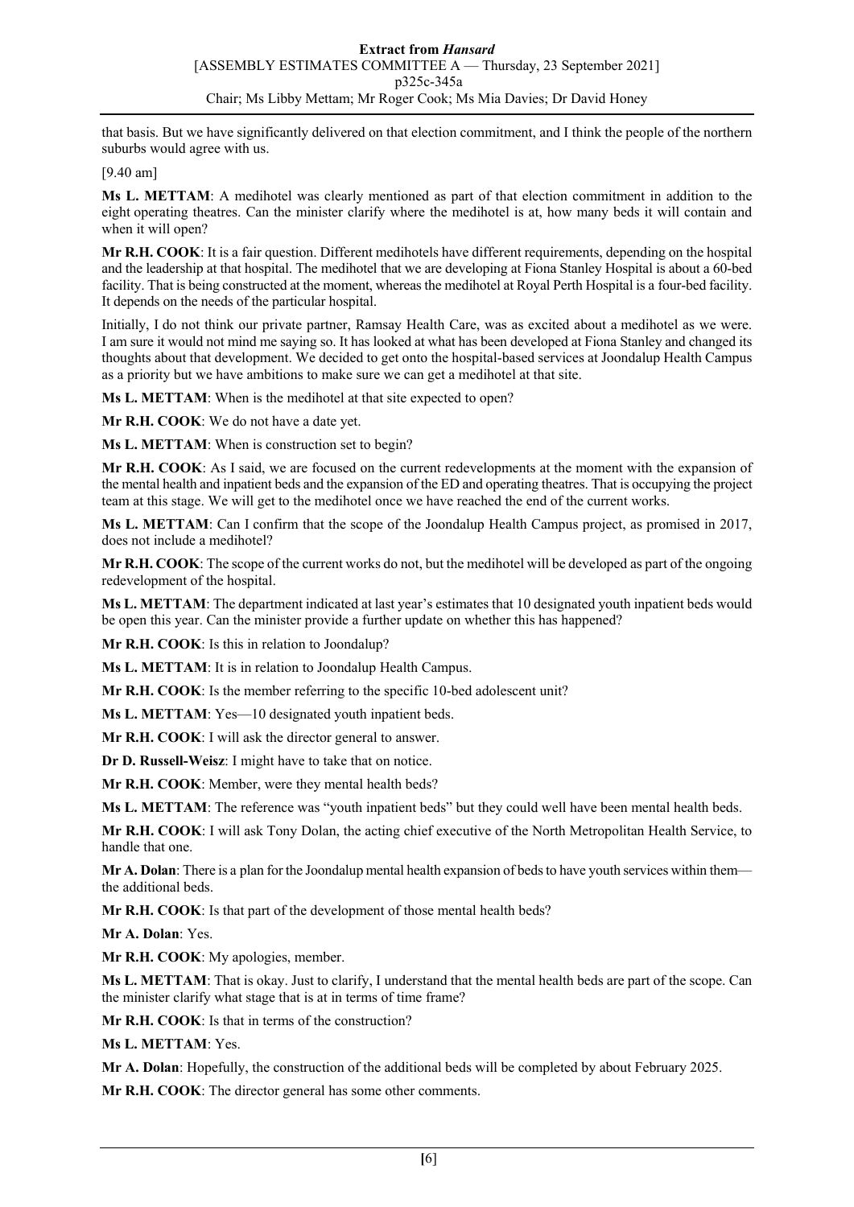that basis. But we have significantly delivered on that election commitment, and I think the people of the northern suburbs would agree with us.

[9.40 am]

**Ms L. METTAM**: A medihotel was clearly mentioned as part of that election commitment in addition to the eight operating theatres. Can the minister clarify where the medihotel is at, how many beds it will contain and when it will open?

**Mr R.H. COOK**: It is a fair question. Different medihotels have different requirements, depending on the hospital and the leadership at that hospital. The medihotel that we are developing at Fiona Stanley Hospital is about a 60-bed facility. That is being constructed at the moment, whereas the medihotel at Royal Perth Hospital is a four-bed facility. It depends on the needs of the particular hospital.

Initially, I do not think our private partner, Ramsay Health Care, was as excited about a medihotel as we were. I am sure it would not mind me saying so. It has looked at what has been developed at Fiona Stanley and changed its thoughts about that development. We decided to get onto the hospital-based services at Joondalup Health Campus as a priority but we have ambitions to make sure we can get a medihotel at that site.

**Ms L. METTAM**: When is the medihotel at that site expected to open?

**Mr R.H. COOK**: We do not have a date yet.

**Ms L. METTAM**: When is construction set to begin?

**Mr R.H. COOK**: As I said, we are focused on the current redevelopments at the moment with the expansion of the mental health and inpatient beds and the expansion of the ED and operating theatres. That is occupying the project team at this stage. We will get to the medihotel once we have reached the end of the current works.

**Ms L. METTAM**: Can I confirm that the scope of the Joondalup Health Campus project, as promised in 2017, does not include a medihotel?

**Mr R.H. COOK**: The scope of the current works do not, but the medihotel will be developed as part of the ongoing redevelopment of the hospital.

**Ms L. METTAM**: The department indicated at last year's estimates that 10 designated youth inpatient beds would be open this year. Can the minister provide a further update on whether this has happened?

**Mr R.H. COOK**: Is this in relation to Joondalup?

**Ms L. METTAM**: It is in relation to Joondalup Health Campus.

**Mr R.H. COOK**: Is the member referring to the specific 10-bed adolescent unit?

**Ms L. METTAM**: Yes—10 designated youth inpatient beds.

**Mr R.H. COOK**: I will ask the director general to answer.

**Dr D. Russell-Weisz**: I might have to take that on notice.

**Mr R.H. COOK**: Member, were they mental health beds?

**Ms L. METTAM**: The reference was "youth inpatient beds" but they could well have been mental health beds.

**Mr R.H. COOK**: I will ask Tony Dolan, the acting chief executive of the North Metropolitan Health Service, to handle that one.

**Mr A. Dolan**: There is a plan for the Joondalup mental health expansion of beds to have youth services within them—the additional beds.

**Mr R.H. COOK**: Is that part of the development of those mental health beds?

**Mr A. Dolan**: Yes.

**Mr R.H. COOK**: My apologies, member.

**Ms L. METTAM**: That is okay. Just to clarify, I understand that the mental health beds are part of the scope. Can the minister clarify what stage that is at in terms of time frame?

**Mr R.H. COOK**: Is that in terms of the construction?

**Ms L. METTAM**: Yes.

**Mr A. Dolan**: Hopefully, the construction of the additional beds will be completed by about February 2025.

**Mr R.H. COOK**: The director general has some other comments.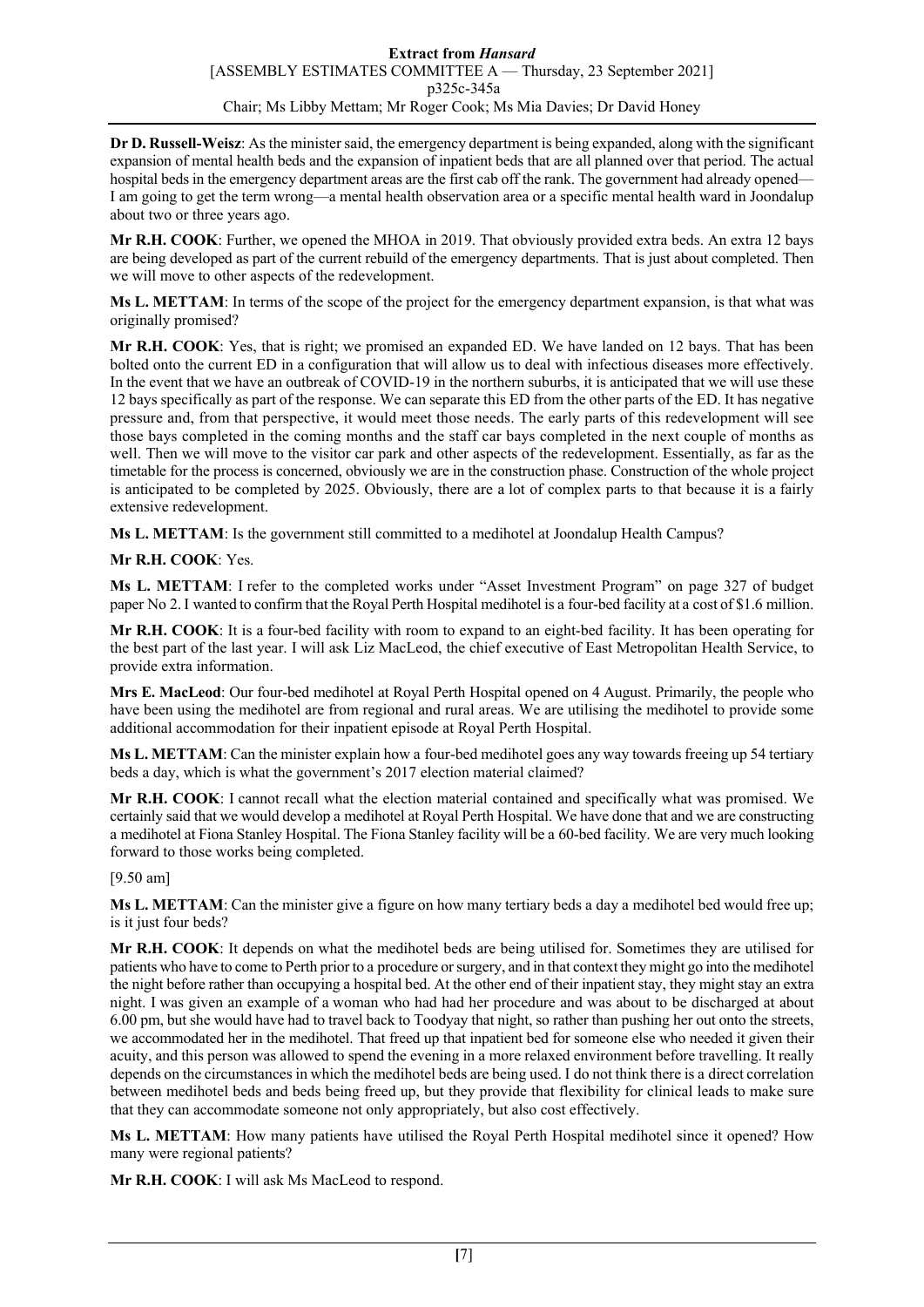**Dr D. Russell-Weisz**: As the minister said, the emergency department is being expanded, along with the significant expansion of mental health beds and the expansion of inpatient beds that are all planned over that period. The actual hospital beds in the emergency department areas are the first cab off the rank. The government had already opened—I am going to get the term wrong—a mental health observation area or a specific mental health ward in Joondalup about two or three years ago.

**Mr R.H. COOK**: Further, we opened the MHOA in 2019. That obviously provided extra beds. An extra 12 bays are being developed as part of the current rebuild of the emergency departments. That is just about completed. Then we will move to other aspects of the redevelopment.

**Ms L. METTAM**: In terms of the scope of the project for the emergency department expansion, is that what was originally promised?

**Mr R.H. COOK**: Yes, that is right; we promised an expanded ED. We have landed on 12 bays. That has been bolted onto the current ED in a configuration that will allow us to deal with infectious diseases more effectively. In the event that we have an outbreak of COVID-19 in the northern suburbs, it is anticipated that we will use these 12 bays specifically as part of the response. We can separate this ED from the other parts of the ED. It has negative pressure and, from that perspective, it would meet those needs. The early parts of this redevelopment will see those bays completed in the coming months and the staff car bays completed in the next couple of months as well. Then we will move to the visitor car park and other aspects of the redevelopment. Essentially, as far as the timetable for the process is concerned, obviously we are in the construction phase. Construction of the whole project is anticipated to be completed by 2025. Obviously, there are a lot of complex parts to that because it is a fairly extensive redevelopment.

**Ms L. METTAM**: Is the government still committed to a medihotel at Joondalup Health Campus?

**Mr R.H. COOK**: Yes.

**Ms L. METTAM**: I refer to the completed works under "Asset Investment Program" on page 327 of budget paper No 2. I wanted to confirm that the Royal Perth Hospital medihotel is a four-bed facility at a cost of $1.6 million.

**Mr R.H. COOK**: It is a four-bed facility with room to expand to an eight-bed facility. It has been operating for the best part of the last year. I will ask Liz MacLeod, the chief executive of East Metropolitan Health Service, to provide extra information.

**Mrs E. MacLeod**: Our four-bed medihotel at Royal Perth Hospital opened on 4 August. Primarily, the people who have been using the medihotel are from regional and rural areas. We are utilising the medihotel to provide some additional accommodation for their inpatient episode at Royal Perth Hospital.

**Ms L. METTAM**: Can the minister explain how a four-bed medihotel goes any way towards freeing up 54 tertiary beds a day, which is what the government's 2017 election material claimed?

**Mr R.H. COOK**: I cannot recall what the election material contained and specifically what was promised. We certainly said that we would develop a medihotel at Royal Perth Hospital. We have done that and we are constructing a medihotel at Fiona Stanley Hospital. The Fiona Stanley facility will be a 60-bed facility. We are very much looking forward to those works being completed.

[9.50 am]

**Ms L. METTAM**: Can the minister give a figure on how many tertiary beds a day a medihotel bed would free up; is it just four beds?

**Mr R.H. COOK**: It depends on what the medihotel beds are being utilised for. Sometimes they are utilised for patients who have to come to Perth prior to a procedure or surgery, and in that context they might go into the medihotel the night before rather than occupying a hospital bed. At the other end of their inpatient stay, they might stay an extra night. I was given an example of a woman who had had her procedure and was about to be discharged at about 6.00 pm, but she would have had to travel back to Toodyay that night, so rather than pushing her out onto the streets, we accommodated her in the medihotel. That freed up that inpatient bed for someone else who needed it given their acuity, and this person was allowed to spend the evening in a more relaxed environment before travelling. It really depends on the circumstances in which the medihotel beds are being used. I do not think there is a direct correlation between medihotel beds and beds being freed up, but they provide that flexibility for clinical leads to make sure that they can accommodate someone not only appropriately, but also cost effectively.

**Ms L. METTAM**: How many patients have utilised the Royal Perth Hospital medihotel since it opened? How many were regional patients?

**Mr R.H. COOK**: I will ask Ms MacLeod to respond.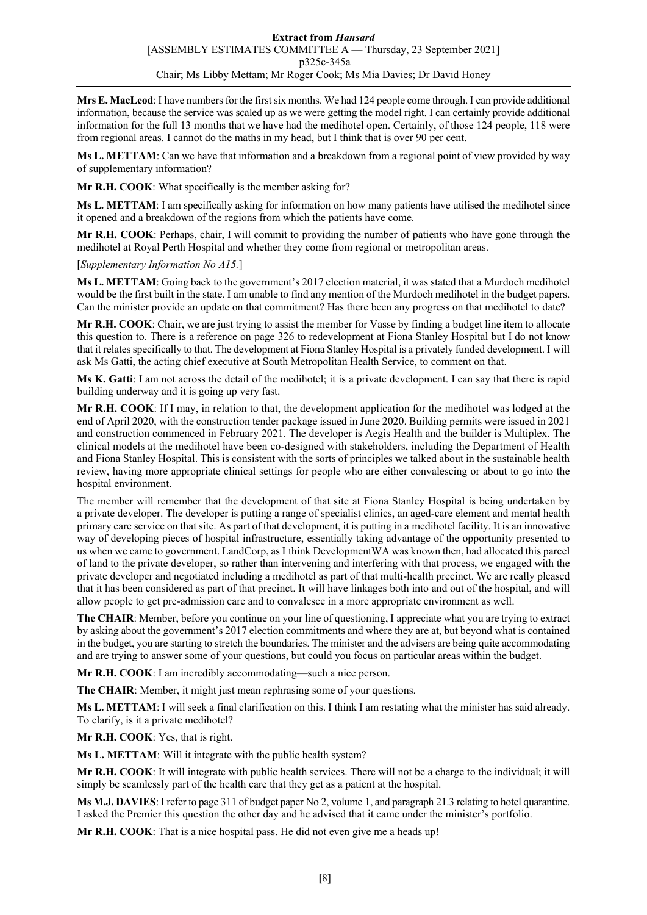**Mrs E. MacLeod**: I have numbers for the first six months. We had 124 people come through. I can provide additional information, because the service was scaled up as we were getting the model right. I can certainly provide additional information for the full 13 months that we have had the medihotel open. Certainly, of those 124 people, 118 were from regional areas. I cannot do the maths in my head, but I think that is over 90 per cent.

**Ms L. METTAM**: Can we have that information and a breakdown from a regional point of view provided by way of supplementary information?

**Mr R.H. COOK**: What specifically is the member asking for?

**Ms L. METTAM**: I am specifically asking for information on how many patients have utilised the medihotel since it opened and a breakdown of the regions from which the patients have come.

**Mr R.H. COOK**: Perhaps, chair, I will commit to providing the number of patients who have gone through the medihotel at Royal Perth Hospital and whether they come from regional or metropolitan areas.

[*Supplementary Information No A15.*]

**Ms L. METTAM**: Going back to the government's 2017 election material, it was stated that a Murdoch medihotel would be the first built in the state. I am unable to find any mention of the Murdoch medihotel in the budget papers. Can the minister provide an update on that commitment? Has there been any progress on that medihotel to date?

**Mr R.H. COOK**: Chair, we are just trying to assist the member for Vasse by finding a budget line item to allocate this question to. There is a reference on page 326 to redevelopment at Fiona Stanley Hospital but I do not know that it relates specifically to that. The development at Fiona Stanley Hospital is a privately funded development. I will ask Ms Gatti, the acting chief executive at South Metropolitan Health Service, to comment on that.

**Ms K. Gatti**: I am not across the detail of the medihotel; it is a private development. I can say that there is rapid building underway and it is going up very fast.

**Mr R.H. COOK**: If I may, in relation to that, the development application for the medihotel was lodged at the end of April 2020, with the construction tender package issued in June 2020. Building permits were issued in 2021 and construction commenced in February 2021. The developer is Aegis Health and the builder is Multiplex. The clinical models at the medihotel have been co-designed with stakeholders, including the Department of Health and Fiona Stanley Hospital. This is consistent with the sorts of principles we talked about in the sustainable health review, having more appropriate clinical settings for people who are either convalescing or about to go into the hospital environment.

The member will remember that the development of that site at Fiona Stanley Hospital is being undertaken by a private developer. The developer is putting a range of specialist clinics, an aged-care element and mental health primary care service on that site. As part of that development, it is putting in a medihotel facility. It is an innovative way of developing pieces of hospital infrastructure, essentially taking advantage of the opportunity presented to us when we came to government. LandCorp, as I think DevelopmentWA was known then, had allocated this parcel of land to the private developer, so rather than intervening and interfering with that process, we engaged with the private developer and negotiated including a medihotel as part of that multi-health precinct. We are really pleased that it has been considered as part of that precinct. It will have linkages both into and out of the hospital, and will allow people to get pre-admission care and to convalesce in a more appropriate environment as well.

**The CHAIR**: Member, before you continue on your line of questioning, I appreciate what you are trying to extract by asking about the government's 2017 election commitments and where they are at, but beyond what is contained in the budget, you are starting to stretch the boundaries. The minister and the advisers are being quite accommodating and are trying to answer some of your questions, but could you focus on particular areas within the budget.

**Mr R.H. COOK**: I am incredibly accommodating—such a nice person.

**The CHAIR**: Member, it might just mean rephrasing some of your questions.

**Ms L. METTAM**: I will seek a final clarification on this. I think I am restating what the minister has said already. To clarify, is it a private medihotel?

**Mr R.H. COOK**: Yes, that is right.

**Ms L. METTAM**: Will it integrate with the public health system?

**Mr R.H. COOK**: It will integrate with public health services. There will not be a charge to the individual; it will simply be seamlessly part of the health care that they get as a patient at the hospital.

**Ms M.J. DAVIES**: I refer to page 311 of budget paper No 2, volume 1, and paragraph 21.3 relating to hotel quarantine. I asked the Premier this question the other day and he advised that it came under the minister's portfolio.

**Mr R.H. COOK**: That is a nice hospital pass. He did not even give me a heads up!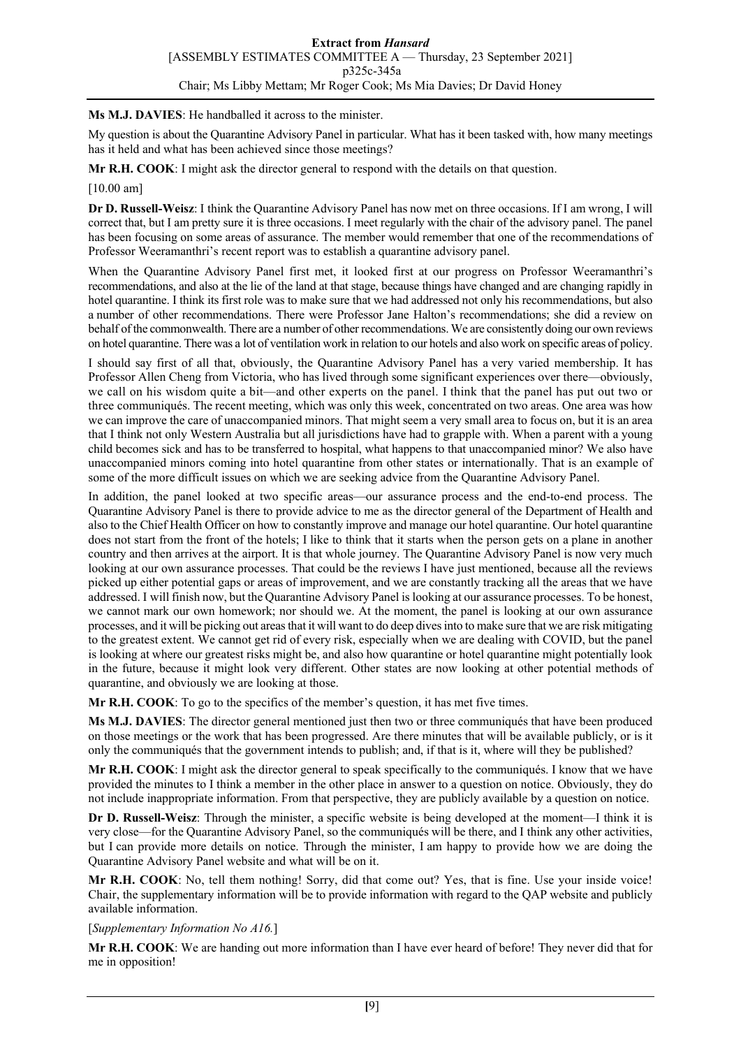**Ms M.J. DAVIES**: He handballed it across to the minister.

My question is about the Quarantine Advisory Panel in particular. What has it been tasked with, how many meetings has it held and what has been achieved since those meetings?

**Mr R.H. COOK**: I might ask the director general to respond with the details on that question.

[10.00 am]

**Dr D. Russell-Weisz**: I think the Quarantine Advisory Panel has now met on three occasions. If I am wrong, I will correct that, but I am pretty sure it is three occasions. I meet regularly with the chair of the advisory panel. The panel has been focusing on some areas of assurance. The member would remember that one of the recommendations of Professor Weeramanthri's recent report was to establish a quarantine advisory panel.

When the Quarantine Advisory Panel first met, it looked first at our progress on Professor Weeramanthri's recommendations, and also at the lie of the land at that stage, because things have changed and are changing rapidly in hotel quarantine. I think its first role was to make sure that we had addressed not only his recommendations, but also a number of other recommendations. There were Professor Jane Halton's recommendations; she did a review on behalf of the commonwealth. There are a number of other recommendations. We are consistently doing our own reviews on hotel quarantine. There was a lot of ventilation work in relation to our hotels and also work on specific areas of policy.

I should say first of all that, obviously, the Quarantine Advisory Panel has a very varied membership. It has Professor Allen Cheng from Victoria, who has lived through some significant experiences over there—obviously, we call on his wisdom quite a bit—and other experts on the panel. I think that the panel has put out two or three communiqués. The recent meeting, which was only this week, concentrated on two areas. One area was how we can improve the care of unaccompanied minors. That might seem a very small area to focus on, but it is an area that I think not only Western Australia but all jurisdictions have had to grapple with. When a parent with a young child becomes sick and has to be transferred to hospital, what happens to that unaccompanied minor? We also have unaccompanied minors coming into hotel quarantine from other states or internationally. That is an example of some of the more difficult issues on which we are seeking advice from the Quarantine Advisory Panel.

In addition, the panel looked at two specific areas—our assurance process and the end-to-end process. The Quarantine Advisory Panel is there to provide advice to me as the director general of the Department of Health and also to the Chief Health Officer on how to constantly improve and manage our hotel quarantine. Our hotel quarantine does not start from the front of the hotels; I like to think that it starts when the person gets on a plane in another country and then arrives at the airport. It is that whole journey. The Quarantine Advisory Panel is now very much looking at our own assurance processes. That could be the reviews I have just mentioned, because all the reviews picked up either potential gaps or areas of improvement, and we are constantly tracking all the areas that we have addressed. I will finish now, but the Quarantine Advisory Panel is looking at our assurance processes. To be honest, we cannot mark our own homework; nor should we. At the moment, the panel is looking at our own assurance processes, and it will be picking out areas that it will want to do deep dives into to make sure that we are risk mitigating to the greatest extent. We cannot get rid of every risk, especially when we are dealing with COVID, but the panel is looking at where our greatest risks might be, and also how quarantine or hotel quarantine might potentially look in the future, because it might look very different. Other states are now looking at other potential methods of quarantine, and obviously we are looking at those.

**Mr R.H. COOK**: To go to the specifics of the member's question, it has met five times.

**Ms M.J. DAVIES**: The director general mentioned just then two or three communiqués that have been produced on those meetings or the work that has been progressed. Are there minutes that will be available publicly, or is it only the communiqués that the government intends to publish; and, if that is it, where will they be published?

**Mr R.H. COOK**: I might ask the director general to speak specifically to the communiqués. I know that we have provided the minutes to I think a member in the other place in answer to a question on notice. Obviously, they do not include inappropriate information. From that perspective, they are publicly available by a question on notice.

**Dr D. Russell-Weisz**: Through the minister, a specific website is being developed at the moment—I think it is very close—for the Quarantine Advisory Panel, so the communiqués will be there, and I think any other activities, but I can provide more details on notice. Through the minister, I am happy to provide how we are doing the Quarantine Advisory Panel website and what will be on it.

**Mr R.H. COOK**: No, tell them nothing! Sorry, did that come out? Yes, that is fine. Use your inside voice! Chair, the supplementary information will be to provide information with regard to the QAP website and publicly available information.

[*Supplementary Information No A16.*]

**Mr R.H. COOK**: We are handing out more information than I have ever heard of before! They never did that for me in opposition!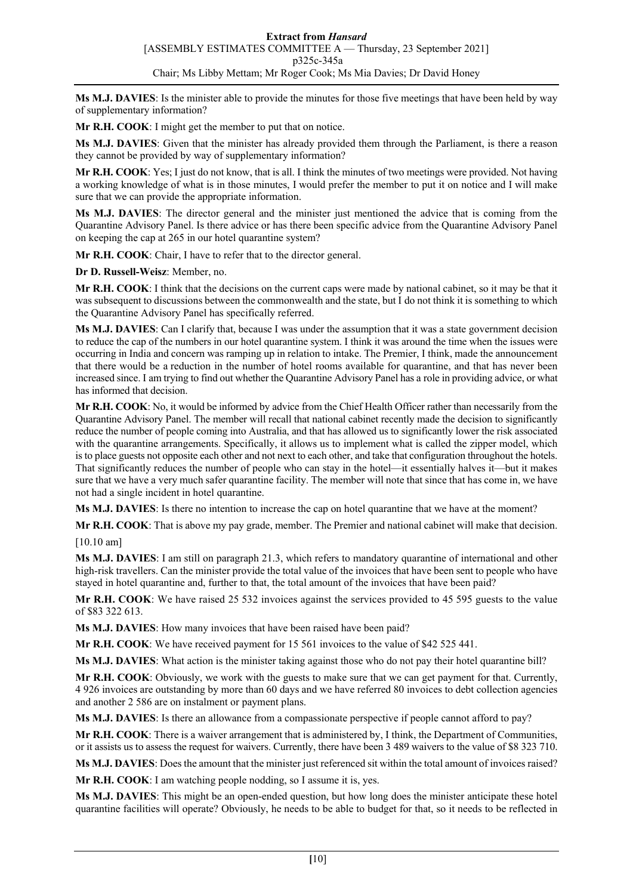**Ms M.J. DAVIES**: Is the minister able to provide the minutes for those five meetings that have been held by way of supplementary information?

**Mr R.H. COOK**: I might get the member to put that on notice.

**Ms M.J. DAVIES**: Given that the minister has already provided them through the Parliament, is there a reason they cannot be provided by way of supplementary information?

**Mr R.H. COOK**: Yes; I just do not know, that is all. I think the minutes of two meetings were provided. Not having a working knowledge of what is in those minutes, I would prefer the member to put it on notice and I will make sure that we can provide the appropriate information.

**Ms M.J. DAVIES**: The director general and the minister just mentioned the advice that is coming from the Quarantine Advisory Panel. Is there advice or has there been specific advice from the Quarantine Advisory Panel on keeping the cap at 265 in our hotel quarantine system?

**Mr R.H. COOK**: Chair, I have to refer that to the director general.

**Dr D. Russell-Weisz**: Member, no.

**Mr R.H. COOK**: I think that the decisions on the current caps were made by national cabinet, so it may be that it was subsequent to discussions between the commonwealth and the state, but I do not think it is something to which the Quarantine Advisory Panel has specifically referred.

**Ms M.J. DAVIES**: Can I clarify that, because I was under the assumption that it was a state government decision to reduce the cap of the numbers in our hotel quarantine system. I think it was around the time when the issues were occurring in India and concern was ramping up in relation to intake. The Premier, I think, made the announcement that there would be a reduction in the number of hotel rooms available for quarantine, and that has never been increased since. I am trying to find out whether the Quarantine Advisory Panel has a role in providing advice, or what has informed that decision.

**Mr R.H. COOK**: No, it would be informed by advice from the Chief Health Officer rather than necessarily from the Quarantine Advisory Panel. The member will recall that national cabinet recently made the decision to significantly reduce the number of people coming into Australia, and that has allowed us to significantly lower the risk associated with the quarantine arrangements. Specifically, it allows us to implement what is called the zipper model, which is to place guests not opposite each other and not next to each other, and take that configuration throughout the hotels. That significantly reduces the number of people who can stay in the hotel—it essentially halves it—but it makes sure that we have a very much safer quarantine facility. The member will note that since that has come in, we have not had a single incident in hotel quarantine.

**Ms M.J. DAVIES**: Is there no intention to increase the cap on hotel quarantine that we have at the moment?

**Mr R.H. COOK**: That is above my pay grade, member. The Premier and national cabinet will make that decision.

[10.10 am]

**Ms M.J. DAVIES**: I am still on paragraph 21.3, which refers to mandatory quarantine of international and other high-risk travellers. Can the minister provide the total value of the invoices that have been sent to people who have stayed in hotel quarantine and, further to that, the total amount of the invoices that have been paid?

**Mr R.H. COOK**: We have raised 25 532 invoices against the services provided to 45 595 guests to the value of $83 322 613.

**Ms M.J. DAVIES**: How many invoices that have been raised have been paid?

**Mr R.H. COOK**: We have received payment for 15 561 invoices to the value of $42 525 441.

**Ms M.J. DAVIES**: What action is the minister taking against those who do not pay their hotel quarantine bill?

**Mr R.H. COOK**: Obviously, we work with the guests to make sure that we can get payment for that. Currently, 4 926 invoices are outstanding by more than 60 days and we have referred 80 invoices to debt collection agencies and another 2 586 are on instalment or payment plans.

**Ms M.J. DAVIES**: Is there an allowance from a compassionate perspective if people cannot afford to pay?

**Mr R.H. COOK**: There is a waiver arrangement that is administered by, I think, the Department of Communities, or it assists us to assess the request for waivers. Currently, there have been 3 489 waivers to the value of $8 323 710.

**Ms M.J. DAVIES**: Does the amount that the minister just referenced sit within the total amount of invoices raised?

**Mr R.H. COOK**: I am watching people nodding, so I assume it is, yes.

**Ms M.J. DAVIES**: This might be an open-ended question, but how long does the minister anticipate these hotel quarantine facilities will operate? Obviously, he needs to be able to budget for that, so it needs to be reflected in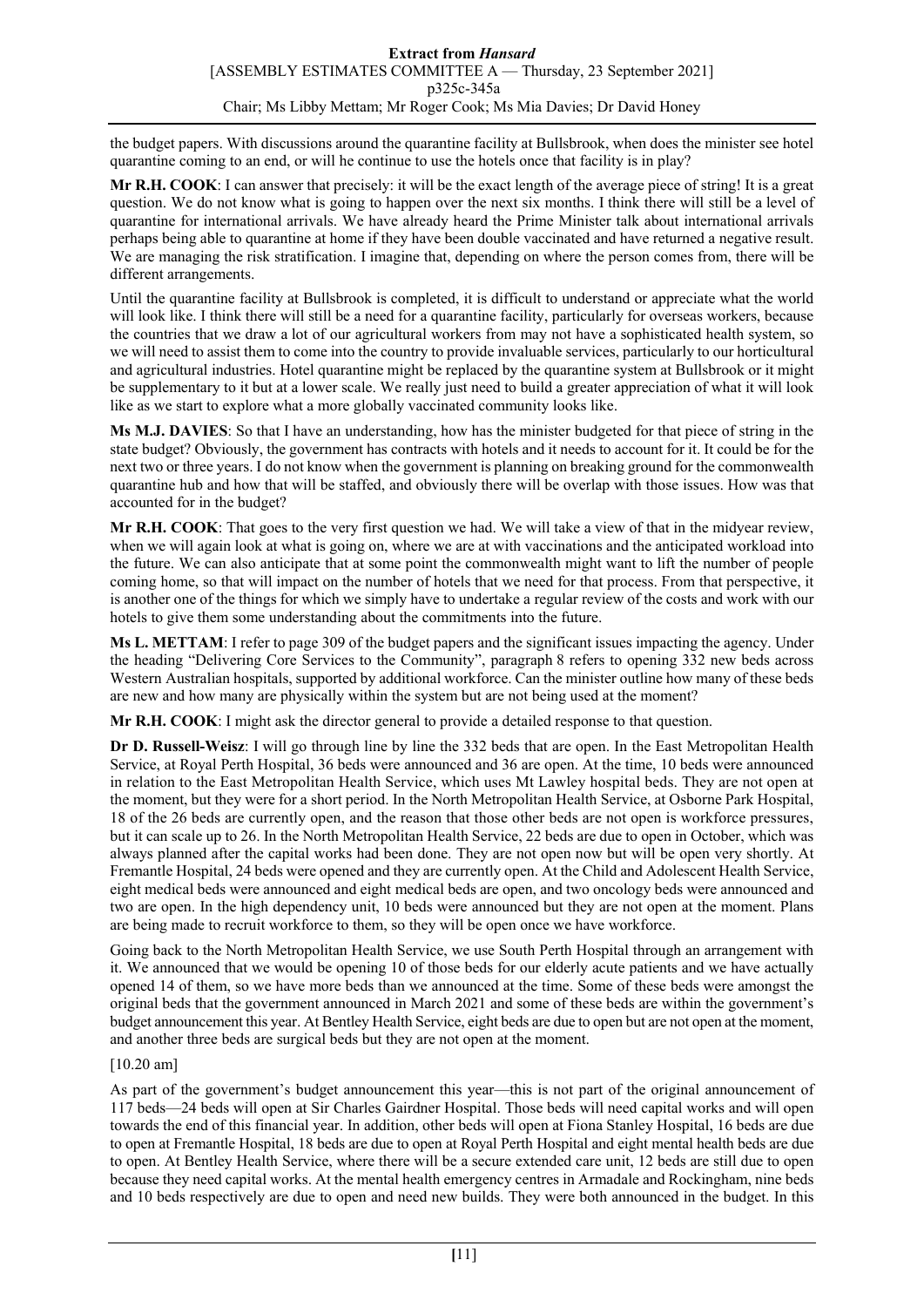the budget papers. With discussions around the quarantine facility at Bullsbrook, when does the minister see hotel quarantine coming to an end, or will he continue to use the hotels once that facility is in play?

**Mr R.H. COOK**: I can answer that precisely: it will be the exact length of the average piece of string! It is a great question. We do not know what is going to happen over the next six months. I think there will still be a level of quarantine for international arrivals. We have already heard the Prime Minister talk about international arrivals perhaps being able to quarantine at home if they have been double vaccinated and have returned a negative result. We are managing the risk stratification. I imagine that, depending on where the person comes from, there will be different arrangements.

Until the quarantine facility at Bullsbrook is completed, it is difficult to understand or appreciate what the world will look like. I think there will still be a need for a quarantine facility, particularly for overseas workers, because the countries that we draw a lot of our agricultural workers from may not have a sophisticated health system, so we will need to assist them to come into the country to provide invaluable services, particularly to our horticultural and agricultural industries. Hotel quarantine might be replaced by the quarantine system at Bullsbrook or it might be supplementary to it but at a lower scale. We really just need to build a greater appreciation of what it will look like as we start to explore what a more globally vaccinated community looks like.

**Ms M.J. DAVIES**: So that I have an understanding, how has the minister budgeted for that piece of string in the state budget? Obviously, the government has contracts with hotels and it needs to account for it. It could be for the next two or three years. I do not know when the government is planning on breaking ground for the commonwealth quarantine hub and how that will be staffed, and obviously there will be overlap with those issues. How was that accounted for in the budget?

**Mr R.H. COOK**: That goes to the very first question we had. We will take a view of that in the midyear review, when we will again look at what is going on, where we are at with vaccinations and the anticipated workload into the future. We can also anticipate that at some point the commonwealth might want to lift the number of people coming home, so that will impact on the number of hotels that we need for that process. From that perspective, it is another one of the things for which we simply have to undertake a regular review of the costs and work with our hotels to give them some understanding about the commitments into the future.

**Ms L. METTAM**: I refer to page 309 of the budget papers and the significant issues impacting the agency. Under the heading "Delivering Core Services to the Community", paragraph 8 refers to opening 332 new beds across Western Australian hospitals, supported by additional workforce. Can the minister outline how many of these beds are new and how many are physically within the system but are not being used at the moment?

**Mr R.H. COOK**: I might ask the director general to provide a detailed response to that question.

**Dr D. Russell-Weisz**: I will go through line by line the 332 beds that are open. In the East Metropolitan Health Service, at Royal Perth Hospital, 36 beds were announced and 36 are open. At the time, 10 beds were announced in relation to the East Metropolitan Health Service, which uses Mt Lawley hospital beds. They are not open at the moment, but they were for a short period. In the North Metropolitan Health Service, at Osborne Park Hospital, 18 of the 26 beds are currently open, and the reason that those other beds are not open is workforce pressures, but it can scale up to 26. In the North Metropolitan Health Service, 22 beds are due to open in October, which was always planned after the capital works had been done. They are not open now but will be open very shortly. At Fremantle Hospital, 24 beds were opened and they are currently open. At the Child and Adolescent Health Service, eight medical beds were announced and eight medical beds are open, and two oncology beds were announced and two are open. In the high dependency unit, 10 beds were announced but they are not open at the moment. Plans are being made to recruit workforce to them, so they will be open once we have workforce.

Going back to the North Metropolitan Health Service, we use South Perth Hospital through an arrangement with it. We announced that we would be opening 10 of those beds for our elderly acute patients and we have actually opened 14 of them, so we have more beds than we announced at the time. Some of these beds were amongst the original beds that the government announced in March 2021 and some of these beds are within the government's budget announcement this year. At Bentley Health Service, eight beds are due to open but are not open at the moment, and another three beds are surgical beds but they are not open at the moment.

[10.20 am]

As part of the government's budget announcement this year—this is not part of the original announcement of 117 beds—24 beds will open at Sir Charles Gairdner Hospital. Those beds will need capital works and will open towards the end of this financial year. In addition, other beds will open at Fiona Stanley Hospital, 16 beds are due to open at Fremantle Hospital, 18 beds are due to open at Royal Perth Hospital and eight mental health beds are due to open. At Bentley Health Service, where there will be a secure extended care unit, 12 beds are still due to open because they need capital works. At the mental health emergency centres in Armadale and Rockingham, nine beds and 10 beds respectively are due to open and need new builds. They were both announced in the budget. In this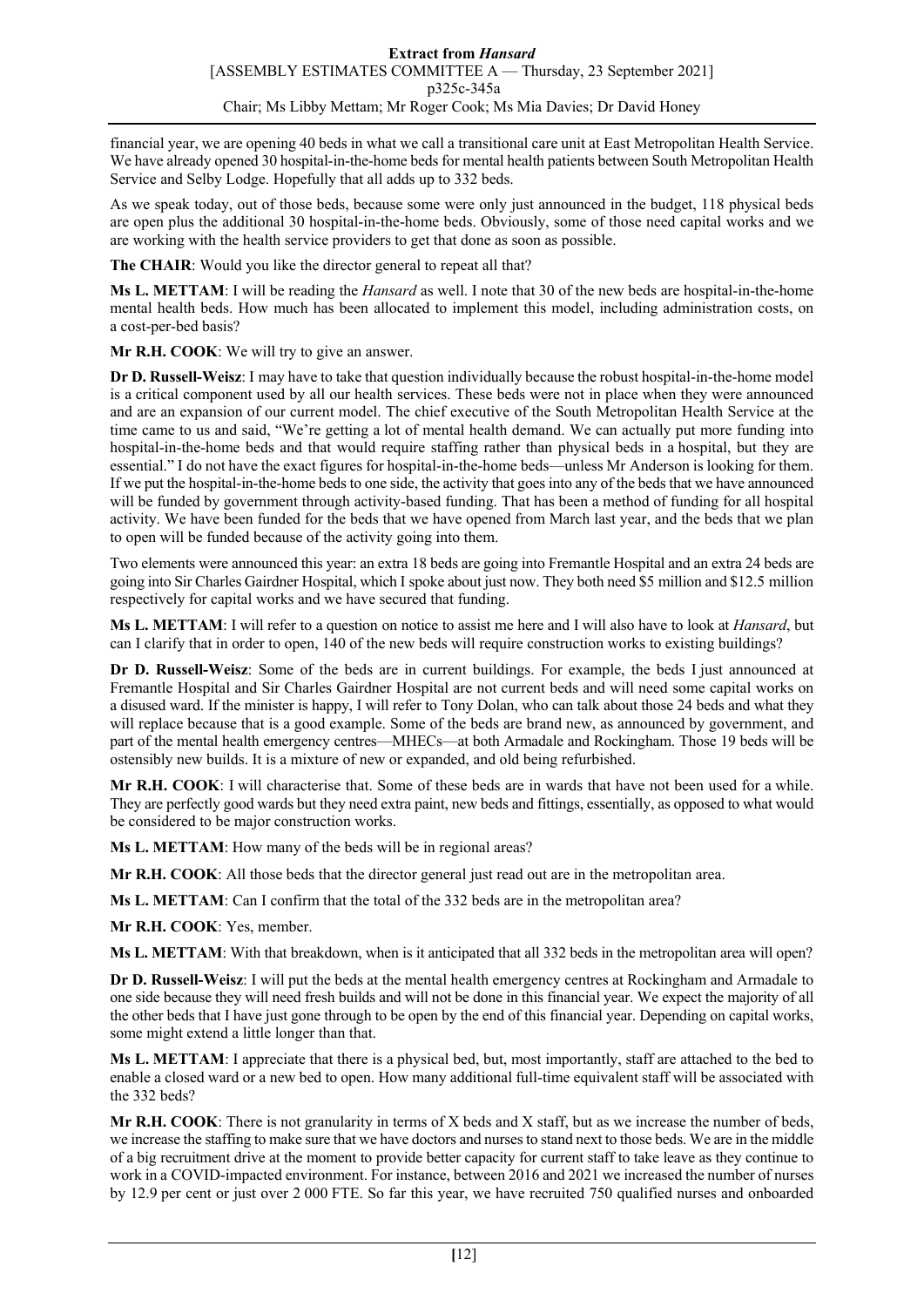financial year, we are opening 40 beds in what we call a transitional care unit at East Metropolitan Health Service. We have already opened 30 hospital-in-the-home beds for mental health patients between South Metropolitan Health Service and Selby Lodge. Hopefully that all adds up to 332 beds.

As we speak today, out of those beds, because some were only just announced in the budget, 118 physical beds are open plus the additional 30 hospital-in-the-home beds. Obviously, some of those need capital works and we are working with the health service providers to get that done as soon as possible.

**The CHAIR**: Would you like the director general to repeat all that?

**Ms L. METTAM**: I will be reading the *Hansard* as well. I note that 30 of the new beds are hospital-in-the-home mental health beds. How much has been allocated to implement this model, including administration costs, on a cost-per-bed basis?

**Mr R.H. COOK**: We will try to give an answer.

**Dr D. Russell-Weisz**: I may have to take that question individually because the robust hospital-in-the-home model is a critical component used by all our health services. These beds were not in place when they were announced and are an expansion of our current model. The chief executive of the South Metropolitan Health Service at the time came to us and said, "We're getting a lot of mental health demand. We can actually put more funding into hospital-in-the-home beds and that would require staffing rather than physical beds in a hospital, but they are essential." I do not have the exact figures for hospital-in-the-home beds—unless Mr Anderson is looking for them. If we put the hospital-in-the-home beds to one side, the activity that goes into any of the beds that we have announced will be funded by government through activity-based funding. That has been a method of funding for all hospital activity. We have been funded for the beds that we have opened from March last year, and the beds that we plan to open will be funded because of the activity going into them.

Two elements were announced this year: an extra 18 beds are going into Fremantle Hospital and an extra 24 beds are going into Sir Charles Gairdner Hospital, which I spoke about just now. They both need $5 million and $12.5 million respectively for capital works and we have secured that funding.

**Ms L. METTAM**: I will refer to a question on notice to assist me here and I will also have to look at *Hansard*, but can I clarify that in order to open, 140 of the new beds will require construction works to existing buildings?

**Dr D. Russell-Weisz**: Some of the beds are in current buildings. For example, the beds I just announced at Fremantle Hospital and Sir Charles Gairdner Hospital are not current beds and will need some capital works on a disused ward. If the minister is happy, I will refer to Tony Dolan, who can talk about those 24 beds and what they will replace because that is a good example. Some of the beds are brand new, as announced by government, and part of the mental health emergency centres—MHECs—at both Armadale and Rockingham. Those 19 beds will be ostensibly new builds. It is a mixture of new or expanded, and old being refurbished.

**Mr R.H. COOK**: I will characterise that. Some of these beds are in wards that have not been used for a while. They are perfectly good wards but they need extra paint, new beds and fittings, essentially, as opposed to what would be considered to be major construction works.

**Ms L. METTAM**: How many of the beds will be in regional areas?

**Mr R.H. COOK**: All those beds that the director general just read out are in the metropolitan area.

**Ms L. METTAM**: Can I confirm that the total of the 332 beds are in the metropolitan area?

**Mr R.H. COOK**: Yes, member.

**Ms L. METTAM**: With that breakdown, when is it anticipated that all 332 beds in the metropolitan area will open?

**Dr D. Russell-Weisz**: I will put the beds at the mental health emergency centres at Rockingham and Armadale to one side because they will need fresh builds and will not be done in this financial year. We expect the majority of all the other beds that I have just gone through to be open by the end of this financial year. Depending on capital works, some might extend a little longer than that.

**Ms L. METTAM**: I appreciate that there is a physical bed, but, most importantly, staff are attached to the bed to enable a closed ward or a new bed to open. How many additional full-time equivalent staff will be associated with the 332 beds?

**Mr R.H. COOK**: There is not granularity in terms of X beds and X staff, but as we increase the number of beds, we increase the staffing to make sure that we have doctors and nurses to stand next to those beds. We are in the middle of a big recruitment drive at the moment to provide better capacity for current staff to take leave as they continue to work in a COVID-impacted environment. For instance, between 2016 and 2021 we increased the number of nurses by 12.9 per cent or just over 2 000 FTE. So far this year, we have recruited 750 qualified nurses and onboarded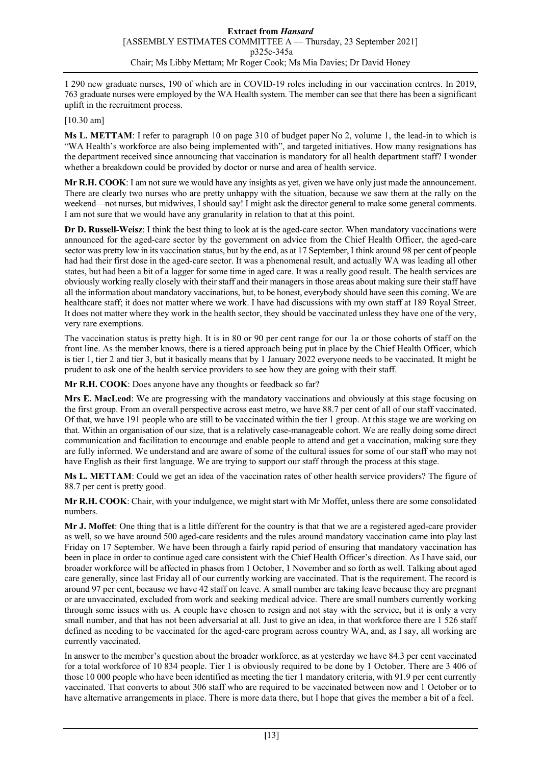1 290 new graduate nurses, 190 of which are in COVID-19 roles including in our vaccination centres. In 2019, 763 graduate nurses were employed by the WA Health system. The member can see that there has been a significant uplift in the recruitment process.

[10.30 am]

**Ms L. METTAM**: I refer to paragraph 10 on page 310 of budget paper No 2, volume 1, the lead-in to which is "WA Health's workforce are also being implemented with", and targeted initiatives. How many resignations has the department received since announcing that vaccination is mandatory for all health department staff? I wonder whether a breakdown could be provided by doctor or nurse and area of health service.

**Mr R.H. COOK**: I am not sure we would have any insights as yet, given we have only just made the announcement. There are clearly two nurses who are pretty unhappy with the situation, because we saw them at the rally on the weekend—not nurses, but midwives, I should say! I might ask the director general to make some general comments. I am not sure that we would have any granularity in relation to that at this point.

**Dr D. Russell-Weisz**: I think the best thing to look at is the aged-care sector. When mandatory vaccinations were announced for the aged-care sector by the government on advice from the Chief Health Officer, the aged-care sector was pretty low in its vaccination status, but by the end, as at 17 September, I think around 98 per cent of people had had their first dose in the aged-care sector. It was a phenomenal result, and actually WA was leading all other states, but had been a bit of a lagger for some time in aged care. It was a really good result. The health services are obviously working really closely with their staff and their managers in those areas about making sure their staff have all the information about mandatory vaccinations, but, to be honest, everybody should have seen this coming. We are healthcare staff; it does not matter where we work. I have had discussions with my own staff at 189 Royal Street. It does not matter where they work in the health sector, they should be vaccinated unless they have one of the very, very rare exemptions.

The vaccination status is pretty high. It is in 80 or 90 per cent range for our 1a or those cohorts of staff on the front line. As the member knows, there is a tiered approach being put in place by the Chief Health Officer, which is tier 1, tier 2 and tier 3, but it basically means that by 1 January 2022 everyone needs to be vaccinated. It might be prudent to ask one of the health service providers to see how they are going with their staff.

**Mr R.H. COOK**: Does anyone have any thoughts or feedback so far?

**Mrs E. MacLeod**: We are progressing with the mandatory vaccinations and obviously at this stage focusing on the first group. From an overall perspective across east metro, we have 88.7 per cent of all of our staff vaccinated. Of that, we have 191 people who are still to be vaccinated within the tier 1 group. At this stage we are working on that. Within an organisation of our size, that is a relatively case-manageable cohort. We are really doing some direct communication and facilitation to encourage and enable people to attend and get a vaccination, making sure they are fully informed. We understand and are aware of some of the cultural issues for some of our staff who may not have English as their first language. We are trying to support our staff through the process at this stage.

**Ms L. METTAM**: Could we get an idea of the vaccination rates of other health service providers? The figure of 88.7 per cent is pretty good.

**Mr R.H. COOK**: Chair, with your indulgence, we might start with Mr Moffet, unless there are some consolidated numbers.

**Mr J. Moffet**: One thing that is a little different for the country is that that we are a registered aged-care provider as well, so we have around 500 aged-care residents and the rules around mandatory vaccination came into play last Friday on 17 September. We have been through a fairly rapid period of ensuring that mandatory vaccination has been in place in order to continue aged care consistent with the Chief Health Officer's direction. As I have said, our broader workforce will be affected in phases from 1 October, 1 November and so forth as well. Talking about aged care generally, since last Friday all of our currently working are vaccinated. That is the requirement. The record is around 97 per cent, because we have 42 staff on leave. A small number are taking leave because they are pregnant or are unvaccinated, excluded from work and seeking medical advice. There are small numbers currently working through some issues with us. A couple have chosen to resign and not stay with the service, but it is only a very small number, and that has not been adversarial at all. Just to give an idea, in that workforce there are 1 526 staff defined as needing to be vaccinated for the aged-care program across country WA, and, as I say, all working are currently vaccinated.

In answer to the member's question about the broader workforce, as at yesterday we have 84.3 per cent vaccinated for a total workforce of 10 834 people. Tier 1 is obviously required to be done by 1 October. There are 3 406 of those 10 000 people who have been identified as meeting the tier 1 mandatory criteria, with 91.9 per cent currently vaccinated. That converts to about 306 staff who are required to be vaccinated between now and 1 October or to have alternative arrangements in place. There is more data there, but I hope that gives the member a bit of a feel.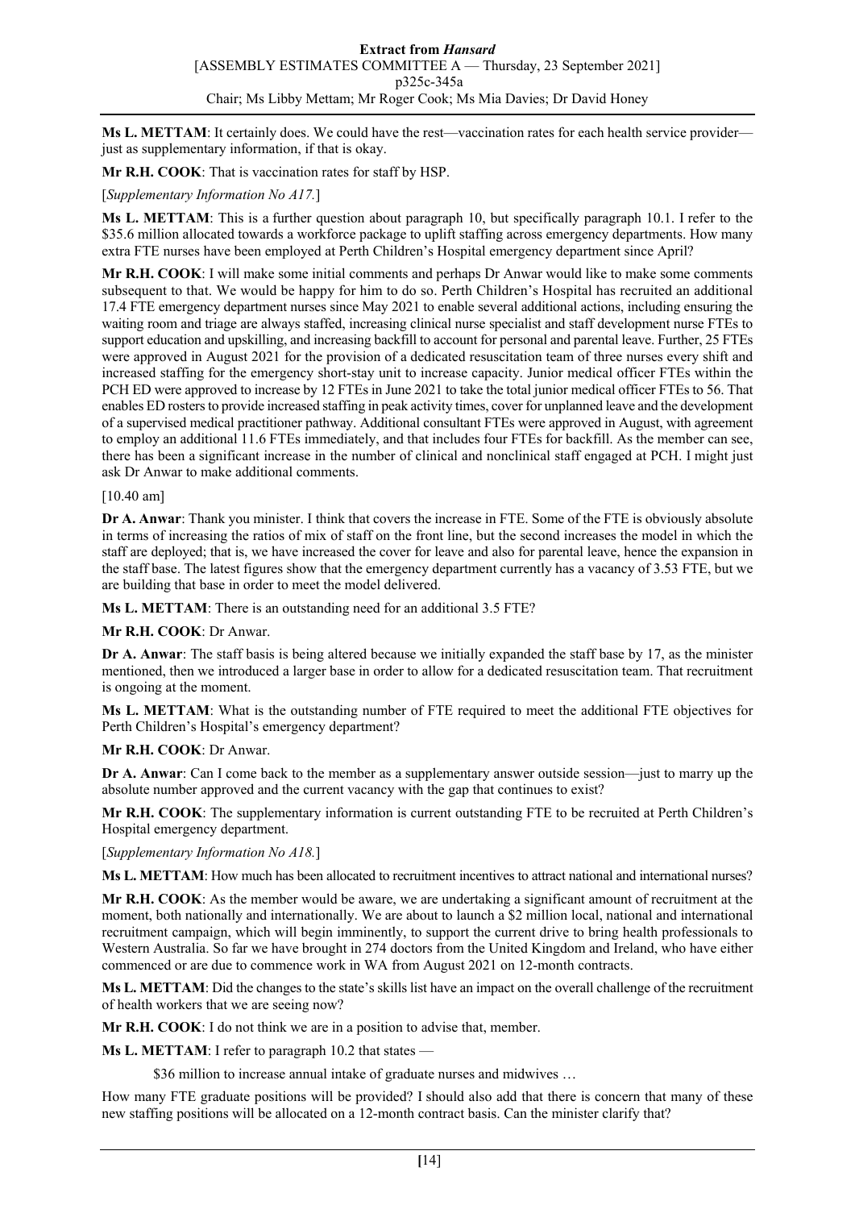**Ms L. METTAM**: It certainly does. We could have the rest—vaccination rates for each health service provider—just as supplementary information, if that is okay.

**Mr R.H. COOK**: That is vaccination rates for staff by HSP.

[*Supplementary Information No A17.*]

**Ms L. METTAM**: This is a further question about paragraph 10, but specifically paragraph 10.1. I refer to the $35.6 million allocated towards a workforce package to uplift staffing across emergency departments. How many extra FTE nurses have been employed at Perth Children's Hospital emergency department since April?

**Mr R.H. COOK**: I will make some initial comments and perhaps Dr Anwar would like to make some comments subsequent to that. We would be happy for him to do so. Perth Children's Hospital has recruited an additional 17.4 FTE emergency department nurses since May 2021 to enable several additional actions, including ensuring the waiting room and triage are always staffed, increasing clinical nurse specialist and staff development nurse FTEs to support education and upskilling, and increasing backfill to account for personal and parental leave. Further, 25 FTEs were approved in August 2021 for the provision of a dedicated resuscitation team of three nurses every shift and increased staffing for the emergency short-stay unit to increase capacity. Junior medical officer FTEs within the PCH ED were approved to increase by 12 FTEs in June 2021 to take the total junior medical officer FTEs to 56. That enables ED rosters to provide increased staffing in peak activity times, cover for unplanned leave and the development of a supervised medical practitioner pathway. Additional consultant FTEs were approved in August, with agreement to employ an additional 11.6 FTEs immediately, and that includes four FTEs for backfill. As the member can see, there has been a significant increase in the number of clinical and nonclinical staff engaged at PCH. I might just ask Dr Anwar to make additional comments.

[10.40 am]

**Dr A. Anwar**: Thank you minister. I think that covers the increase in FTE. Some of the FTE is obviously absolute in terms of increasing the ratios of mix of staff on the front line, but the second increases the model in which the staff are deployed; that is, we have increased the cover for leave and also for parental leave, hence the expansion in the staff base. The latest figures show that the emergency department currently has a vacancy of 3.53 FTE, but we are building that base in order to meet the model delivered.

**Ms L. METTAM**: There is an outstanding need for an additional 3.5 FTE?

**Mr R.H. COOK**: Dr Anwar.

**Dr A. Anwar**: The staff basis is being altered because we initially expanded the staff base by 17, as the minister mentioned, then we introduced a larger base in order to allow for a dedicated resuscitation team. That recruitment is ongoing at the moment.

**Ms L. METTAM**: What is the outstanding number of FTE required to meet the additional FTE objectives for Perth Children's Hospital's emergency department?

**Mr R.H. COOK**: Dr Anwar.

**Dr A. Anwar**: Can I come back to the member as a supplementary answer outside session—just to marry up the absolute number approved and the current vacancy with the gap that continues to exist?

**Mr R.H. COOK**: The supplementary information is current outstanding FTE to be recruited at Perth Children's Hospital emergency department.

[*Supplementary Information No A18.*]

**Ms L. METTAM**: How much has been allocated to recruitment incentives to attract national and international nurses?

**Mr R.H. COOK**: As the member would be aware, we are undertaking a significant amount of recruitment at the moment, both nationally and internationally. We are about to launch a $2 million local, national and international recruitment campaign, which will begin imminently, to support the current drive to bring health professionals to Western Australia. So far we have brought in 274 doctors from the United Kingdom and Ireland, who have either commenced or are due to commence work in WA from August 2021 on 12-month contracts.

**Ms L. METTAM**: Did the changes to the state's skills list have an impact on the overall challenge of the recruitment of health workers that we are seeing now?

**Mr R.H. COOK**: I do not think we are in a position to advise that, member.

**Ms L. METTAM**: I refer to paragraph 10.2 that states —

> $36 million to increase annual intake of graduate nurses and midwives …

How many FTE graduate positions will be provided? I should also add that there is concern that many of these new staffing positions will be allocated on a 12-month contract basis. Can the minister clarify that?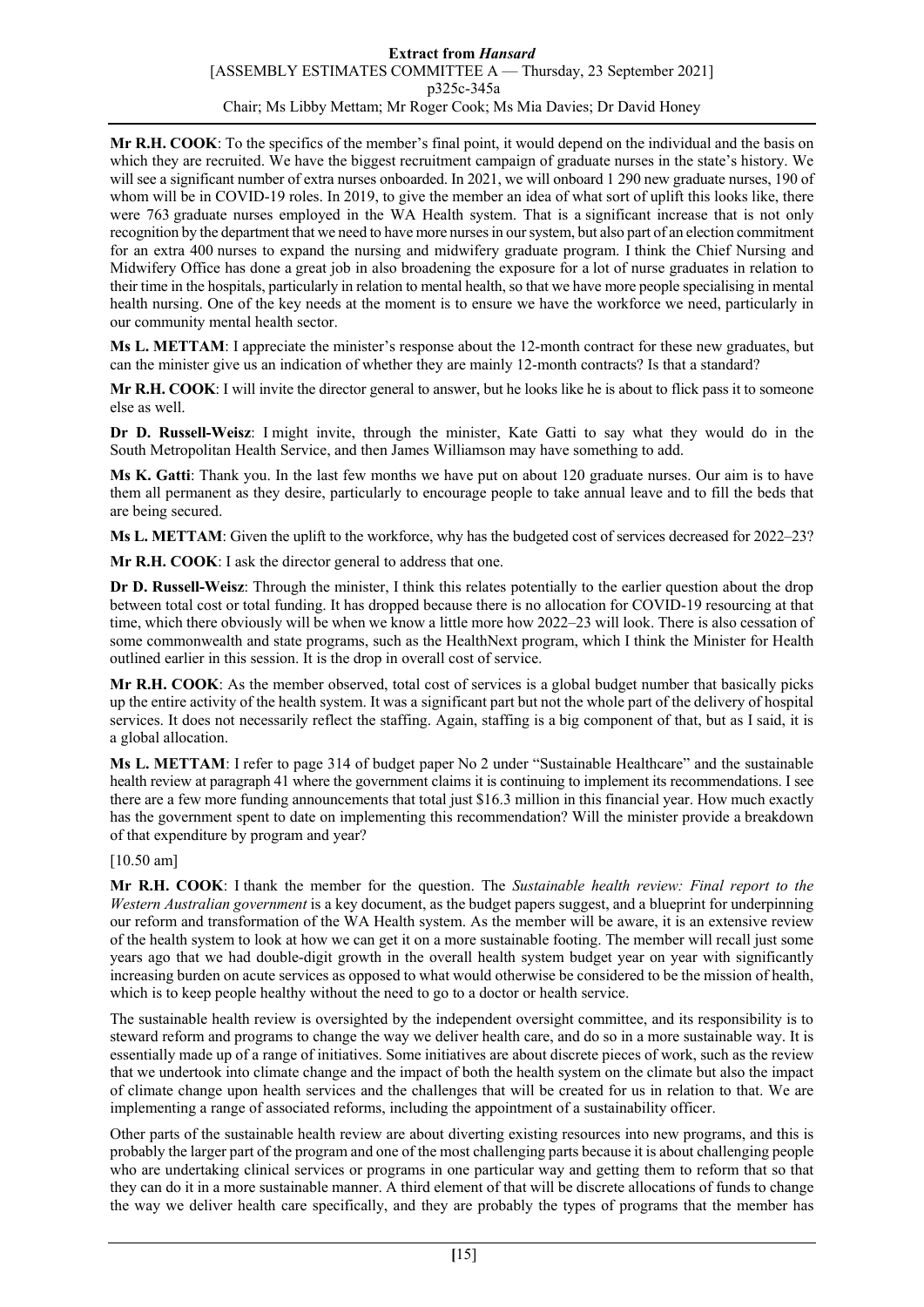**Mr R.H. COOK**: To the specifics of the member's final point, it would depend on the individual and the basis on which they are recruited. We have the biggest recruitment campaign of graduate nurses in the state's history. We will see a significant number of extra nurses onboarded. In 2021, we will onboard 1 290 new graduate nurses, 190 of whom will be in COVID-19 roles. In 2019, to give the member an idea of what sort of uplift this looks like, there were 763 graduate nurses employed in the WA Health system. That is a significant increase that is not only recognition by the department that we need to have more nurses in our system, but also part of an election commitment for an extra 400 nurses to expand the nursing and midwifery graduate program. I think the Chief Nursing and Midwifery Office has done a great job in also broadening the exposure for a lot of nurse graduates in relation to their time in the hospitals, particularly in relation to mental health, so that we have more people specialising in mental health nursing. One of the key needs at the moment is to ensure we have the workforce we need, particularly in our community mental health sector.

**Ms L. METTAM**: I appreciate the minister's response about the 12-month contract for these new graduates, but can the minister give us an indication of whether they are mainly 12-month contracts? Is that a standard?

**Mr R.H. COOK**: I will invite the director general to answer, but he looks like he is about to flick pass it to someone else as well.

**Dr D. Russell-Weisz**: I might invite, through the minister, Kate Gatti to say what they would do in the South Metropolitan Health Service, and then James Williamson may have something to add.

**Ms K. Gatti**: Thank you. In the last few months we have put on about 120 graduate nurses. Our aim is to have them all permanent as they desire, particularly to encourage people to take annual leave and to fill the beds that are being secured.

**Ms L. METTAM**: Given the uplift to the workforce, why has the budgeted cost of services decreased for 2022–23?

**Mr R.H. COOK**: I ask the director general to address that one.

**Dr D. Russell-Weisz**: Through the minister, I think this relates potentially to the earlier question about the drop between total cost or total funding. It has dropped because there is no allocation for COVID-19 resourcing at that time, which there obviously will be when we know a little more how 2022–23 will look. There is also cessation of some commonwealth and state programs, such as the HealthNext program, which I think the Minister for Health outlined earlier in this session. It is the drop in overall cost of service.

**Mr R.H. COOK**: As the member observed, total cost of services is a global budget number that basically picks up the entire activity of the health system. It was a significant part but not the whole part of the delivery of hospital services. It does not necessarily reflect the staffing. Again, staffing is a big component of that, but as I said, it is a global allocation.

**Ms L. METTAM**: I refer to page 314 of budget paper No 2 under "Sustainable Healthcare" and the sustainable health review at paragraph 41 where the government claims it is continuing to implement its recommendations. I see there are a few more funding announcements that total just $16.3 million in this financial year. How much exactly has the government spent to date on implementing this recommendation? Will the minister provide a breakdown of that expenditure by program and year?

[10.50 am]

**Mr R.H. COOK**: I thank the member for the question. The *Sustainable health review: Final report to the Western Australian government* is a key document, as the budget papers suggest, and a blueprint for underpinning our reform and transformation of the WA Health system. As the member will be aware, it is an extensive review of the health system to look at how we can get it on a more sustainable footing. The member will recall just some years ago that we had double-digit growth in the overall health system budget year on year with significantly increasing burden on acute services as opposed to what would otherwise be considered to be the mission of health, which is to keep people healthy without the need to go to a doctor or health service.

The sustainable health review is oversighted by the independent oversight committee, and its responsibility is to steward reform and programs to change the way we deliver health care, and do so in a more sustainable way. It is essentially made up of a range of initiatives. Some initiatives are about discrete pieces of work, such as the review that we undertook into climate change and the impact of both the health system on the climate but also the impact of climate change upon health services and the challenges that will be created for us in relation to that. We are implementing a range of associated reforms, including the appointment of a sustainability officer.

Other parts of the sustainable health review are about diverting existing resources into new programs, and this is probably the larger part of the program and one of the most challenging parts because it is about challenging people who are undertaking clinical services or programs in one particular way and getting them to reform that so that they can do it in a more sustainable manner. A third element of that will be discrete allocations of funds to change the way we deliver health care specifically, and they are probably the types of programs that the member has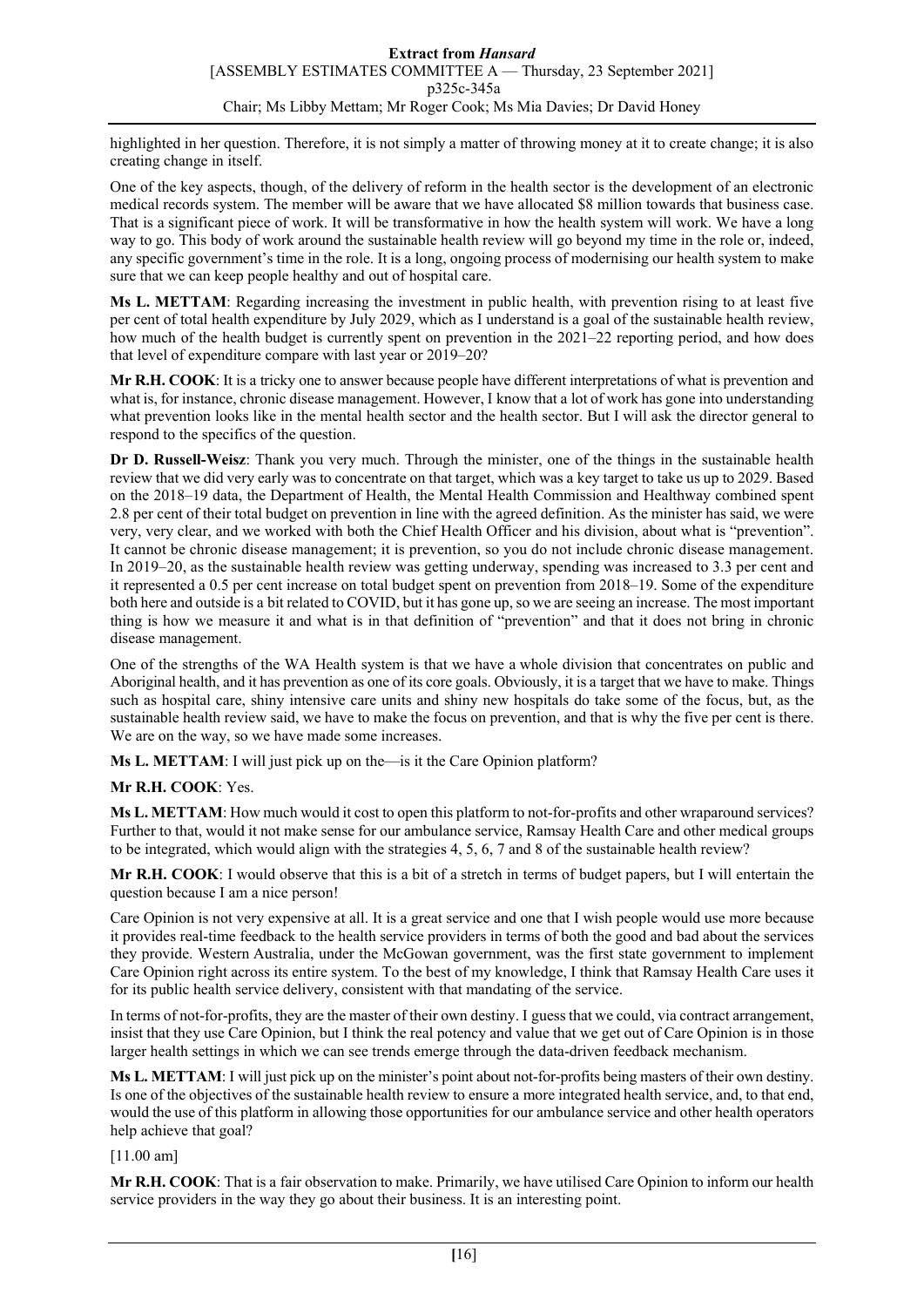highlighted in her question. Therefore, it is not simply a matter of throwing money at it to create change; it is also creating change in itself.

One of the key aspects, though, of the delivery of reform in the health sector is the development of an electronic medical records system. The member will be aware that we have allocated $8 million towards that business case. That is a significant piece of work. It will be transformative in how the health system will work. We have a long way to go. This body of work around the sustainable health review will go beyond my time in the role or, indeed, any specific government's time in the role. It is a long, ongoing process of modernising our health system to make sure that we can keep people healthy and out of hospital care.

**Ms L. METTAM**: Regarding increasing the investment in public health, with prevention rising to at least five per cent of total health expenditure by July 2029, which as I understand is a goal of the sustainable health review, how much of the health budget is currently spent on prevention in the 2021–22 reporting period, and how does that level of expenditure compare with last year or 2019–20?

**Mr R.H. COOK**: It is a tricky one to answer because people have different interpretations of what is prevention and what is, for instance, chronic disease management. However, I know that a lot of work has gone into understanding what prevention looks like in the mental health sector and the health sector. But I will ask the director general to respond to the specifics of the question.

**Dr D. Russell-Weisz**: Thank you very much. Through the minister, one of the things in the sustainable health review that we did very early was to concentrate on that target, which was a key target to take us up to 2029. Based on the 2018–19 data, the Department of Health, the Mental Health Commission and Healthway combined spent 2.8 per cent of their total budget on prevention in line with the agreed definition. As the minister has said, we were very, very clear, and we worked with both the Chief Health Officer and his division, about what is "prevention". It cannot be chronic disease management; it is prevention, so you do not include chronic disease management. In 2019–20, as the sustainable health review was getting underway, spending was increased to 3.3 per cent and it represented a 0.5 per cent increase on total budget spent on prevention from 2018–19. Some of the expenditure both here and outside is a bit related to COVID, but it has gone up, so we are seeing an increase. The most important thing is how we measure it and what is in that definition of "prevention" and that it does not bring in chronic disease management.

One of the strengths of the WA Health system is that we have a whole division that concentrates on public and Aboriginal health, and it has prevention as one of its core goals. Obviously, it is a target that we have to make. Things such as hospital care, shiny intensive care units and shiny new hospitals do take some of the focus, but, as the sustainable health review said, we have to make the focus on prevention, and that is why the five per cent is there. We are on the way, so we have made some increases.

**Ms L. METTAM**: I will just pick up on the—is it the Care Opinion platform?

**Mr R.H. COOK**: Yes.

**Ms L. METTAM**: How much would it cost to open this platform to not-for-profits and other wraparound services? Further to that, would it not make sense for our ambulance service, Ramsay Health Care and other medical groups to be integrated, which would align with the strategies 4, 5, 6, 7 and 8 of the sustainable health review?

**Mr R.H. COOK**: I would observe that this is a bit of a stretch in terms of budget papers, but I will entertain the question because I am a nice person!

Care Opinion is not very expensive at all. It is a great service and one that I wish people would use more because it provides real-time feedback to the health service providers in terms of both the good and bad about the services they provide. Western Australia, under the McGowan government, was the first state government to implement Care Opinion right across its entire system. To the best of my knowledge, I think that Ramsay Health Care uses it for its public health service delivery, consistent with that mandating of the service.

In terms of not-for-profits, they are the master of their own destiny. I guess that we could, via contract arrangement, insist that they use Care Opinion, but I think the real potency and value that we get out of Care Opinion is in those larger health settings in which we can see trends emerge through the data-driven feedback mechanism.

**Ms L. METTAM**: I will just pick up on the minister's point about not-for-profits being masters of their own destiny. Is one of the objectives of the sustainable health review to ensure a more integrated health service, and, to that end, would the use of this platform in allowing those opportunities for our ambulance service and other health operators help achieve that goal?

[11.00 am]

**Mr R.H. COOK**: That is a fair observation to make. Primarily, we have utilised Care Opinion to inform our health service providers in the way they go about their business. It is an interesting point.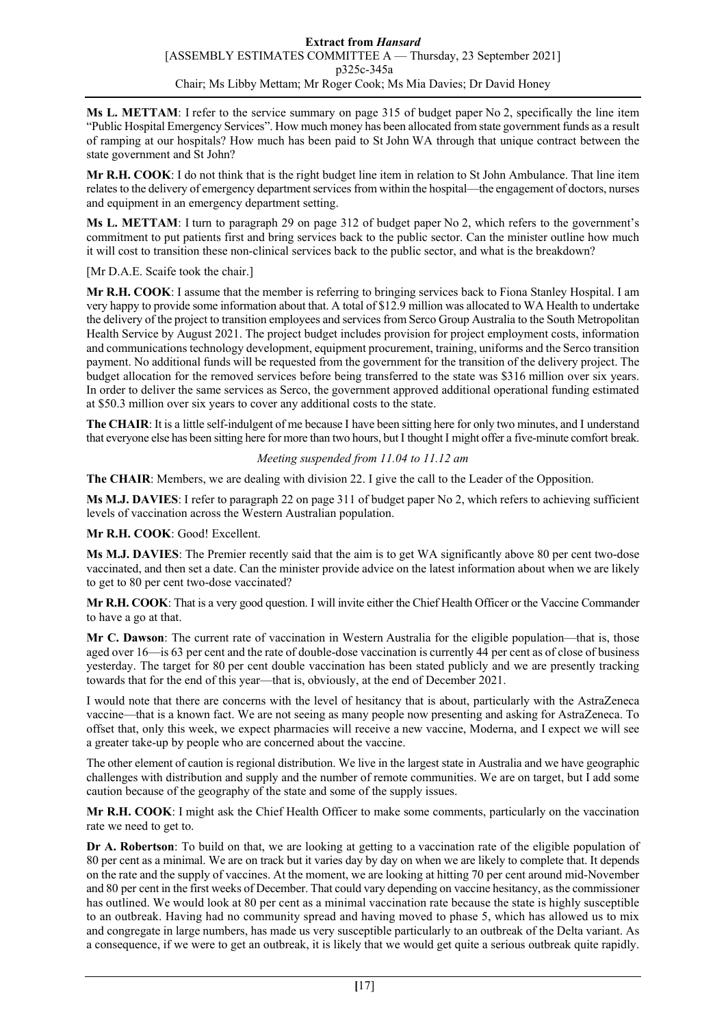**Ms L. METTAM**: I refer to the service summary on page 315 of budget paper No 2, specifically the line item "Public Hospital Emergency Services". How much money has been allocated from state government funds as a result of ramping at our hospitals? How much has been paid to St John WA through that unique contract between the state government and St John?

**Mr R.H. COOK**: I do not think that is the right budget line item in relation to St John Ambulance. That line item relates to the delivery of emergency department services from within the hospital—the engagement of doctors, nurses and equipment in an emergency department setting.

**Ms L. METTAM**: I turn to paragraph 29 on page 312 of budget paper No 2, which refers to the government's commitment to put patients first and bring services back to the public sector. Can the minister outline how much it will cost to transition these non-clinical services back to the public sector, and what is the breakdown?

[Mr D.A.E. Scaife took the chair.]

**Mr R.H. COOK**: I assume that the member is referring to bringing services back to Fiona Stanley Hospital. I am very happy to provide some information about that. A total of $12.9 million was allocated to WA Health to undertake the delivery of the project to transition employees and services from Serco Group Australia to the South Metropolitan Health Service by August 2021. The project budget includes provision for project employment costs, information and communications technology development, equipment procurement, training, uniforms and the Serco transition payment. No additional funds will be requested from the government for the transition of the delivery project. The budget allocation for the removed services before being transferred to the state was $316 million over six years. In order to deliver the same services as Serco, the government approved additional operational funding estimated at $50.3 million over six years to cover any additional costs to the state.

**The CHAIR**: It is a little self-indulgent of me because I have been sitting here for only two minutes, and I understand that everyone else has been sitting here for more than two hours, but I thought I might offer a five-minute comfort break.

*Meeting suspended from 11.04 to 11.12 am*

**The CHAIR**: Members, we are dealing with division 22. I give the call to the Leader of the Opposition.

**Ms M.J. DAVIES**: I refer to paragraph 22 on page 311 of budget paper No 2, which refers to achieving sufficient levels of vaccination across the Western Australian population.

**Mr R.H. COOK**: Good! Excellent.

**Ms M.J. DAVIES**: The Premier recently said that the aim is to get WA significantly above 80 per cent two-dose vaccinated, and then set a date. Can the minister provide advice on the latest information about when we are likely to get to 80 per cent two-dose vaccinated?

**Mr R.H. COOK**: That is a very good question. I will invite either the Chief Health Officer or the Vaccine Commander to have a go at that.

**Mr C. Dawson**: The current rate of vaccination in Western Australia for the eligible population—that is, those aged over 16—is 63 per cent and the rate of double-dose vaccination is currently 44 per cent as of close of business yesterday. The target for 80 per cent double vaccination has been stated publicly and we are presently tracking towards that for the end of this year—that is, obviously, at the end of December 2021.

I would note that there are concerns with the level of hesitancy that is about, particularly with the AstraZeneca vaccine—that is a known fact. We are not seeing as many people now presenting and asking for AstraZeneca. To offset that, only this week, we expect pharmacies will receive a new vaccine, Moderna, and I expect we will see a greater take-up by people who are concerned about the vaccine.

The other element of caution is regional distribution. We live in the largest state in Australia and we have geographic challenges with distribution and supply and the number of remote communities. We are on target, but I add some caution because of the geography of the state and some of the supply issues.

**Mr R.H. COOK**: I might ask the Chief Health Officer to make some comments, particularly on the vaccination rate we need to get to.

**Dr A. Robertson**: To build on that, we are looking at getting to a vaccination rate of the eligible population of 80 per cent as a minimal. We are on track but it varies day by day on when we are likely to complete that. It depends on the rate and the supply of vaccines. At the moment, we are looking at hitting 70 per cent around mid-November and 80 per cent in the first weeks of December. That could vary depending on vaccine hesitancy, as the commissioner has outlined. We would look at 80 per cent as a minimal vaccination rate because the state is highly susceptible to an outbreak. Having had no community spread and having moved to phase 5, which has allowed us to mix and congregate in large numbers, has made us very susceptible particularly to an outbreak of the Delta variant. As a consequence, if we were to get an outbreak, it is likely that we would get quite a serious outbreak quite rapidly.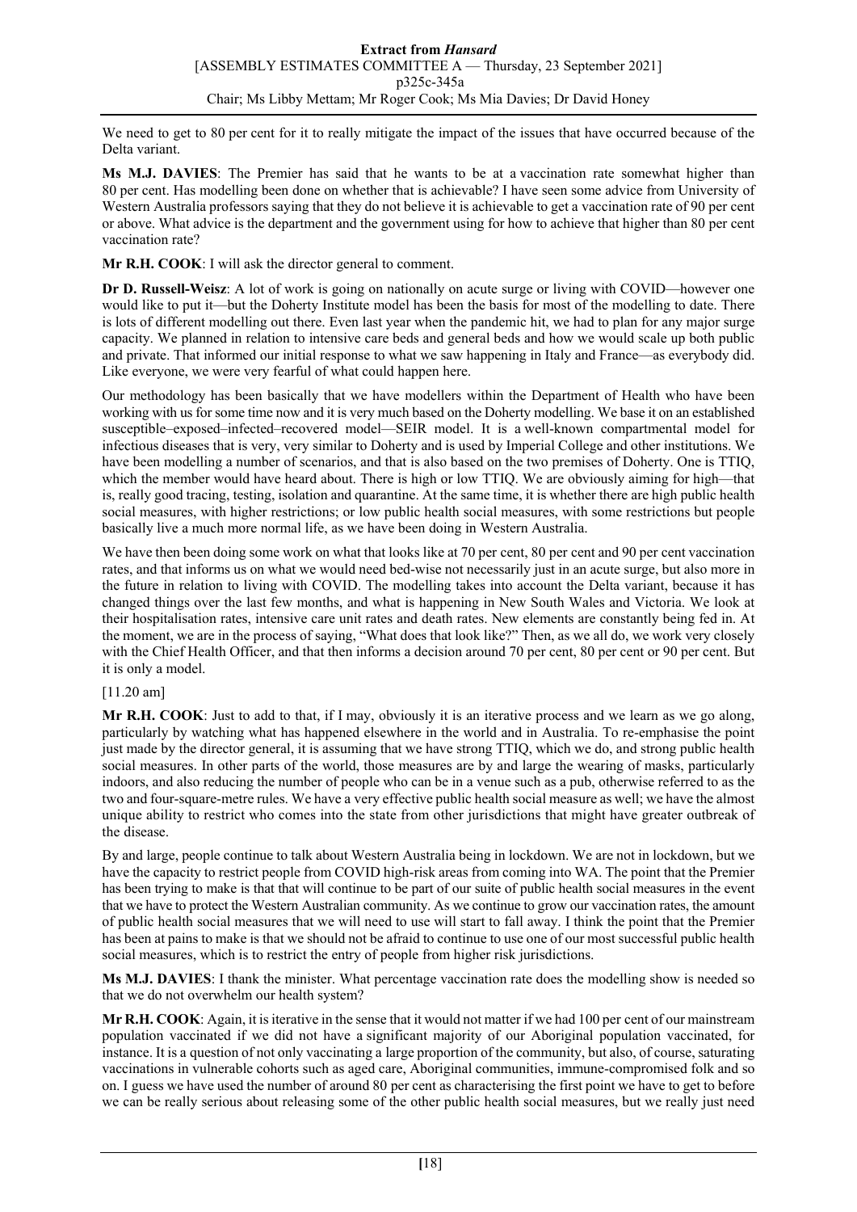We need to get to 80 per cent for it to really mitigate the impact of the issues that have occurred because of the Delta variant.

**Ms M.J. DAVIES**: The Premier has said that he wants to be at a vaccination rate somewhat higher than 80 per cent. Has modelling been done on whether that is achievable? I have seen some advice from University of Western Australia professors saying that they do not believe it is achievable to get a vaccination rate of 90 per cent or above. What advice is the department and the government using for how to achieve that higher than 80 per cent vaccination rate?

**Mr R.H. COOK**: I will ask the director general to comment.

**Dr D. Russell-Weisz**: A lot of work is going on nationally on acute surge or living with COVID—however one would like to put it—but the Doherty Institute model has been the basis for most of the modelling to date. There is lots of different modelling out there. Even last year when the pandemic hit, we had to plan for any major surge capacity. We planned in relation to intensive care beds and general beds and how we would scale up both public and private. That informed our initial response to what we saw happening in Italy and France—as everybody did. Like everyone, we were very fearful of what could happen here.

Our methodology has been basically that we have modellers within the Department of Health who have been working with us for some time now and it is very much based on the Doherty modelling. We base it on an established susceptible–exposed–infected–recovered model—SEIR model. It is a well-known compartmental model for infectious diseases that is very, very similar to Doherty and is used by Imperial College and other institutions. We have been modelling a number of scenarios, and that is also based on the two premises of Doherty. One is TTIQ, which the member would have heard about. There is high or low TTIQ. We are obviously aiming for high—that is, really good tracing, testing, isolation and quarantine. At the same time, it is whether there are high public health social measures, with higher restrictions; or low public health social measures, with some restrictions but people basically live a much more normal life, as we have been doing in Western Australia.

We have then been doing some work on what that looks like at 70 per cent, 80 per cent and 90 per cent vaccination rates, and that informs us on what we would need bed-wise not necessarily just in an acute surge, but also more in the future in relation to living with COVID. The modelling takes into account the Delta variant, because it has changed things over the last few months, and what is happening in New South Wales and Victoria. We look at their hospitalisation rates, intensive care unit rates and death rates. New elements are constantly being fed in. At the moment, we are in the process of saying, "What does that look like?" Then, as we all do, we work very closely with the Chief Health Officer, and that then informs a decision around 70 per cent, 80 per cent or 90 per cent. But it is only a model.

[11.20 am]

**Mr R.H. COOK**: Just to add to that, if I may, obviously it is an iterative process and we learn as we go along, particularly by watching what has happened elsewhere in the world and in Australia. To re-emphasise the point just made by the director general, it is assuming that we have strong TTIQ, which we do, and strong public health social measures. In other parts of the world, those measures are by and large the wearing of masks, particularly indoors, and also reducing the number of people who can be in a venue such as a pub, otherwise referred to as the two and four-square-metre rules. We have a very effective public health social measure as well; we have the almost unique ability to restrict who comes into the state from other jurisdictions that might have greater outbreak of the disease.

By and large, people continue to talk about Western Australia being in lockdown. We are not in lockdown, but we have the capacity to restrict people from COVID high-risk areas from coming into WA. The point that the Premier has been trying to make is that that will continue to be part of our suite of public health social measures in the event that we have to protect the Western Australian community. As we continue to grow our vaccination rates, the amount of public health social measures that we will need to use will start to fall away. I think the point that the Premier has been at pains to make is that we should not be afraid to continue to use one of our most successful public health social measures, which is to restrict the entry of people from higher risk jurisdictions.

**Ms M.J. DAVIES**: I thank the minister. What percentage vaccination rate does the modelling show is needed so that we do not overwhelm our health system?

**Mr R.H. COOK**: Again, it is iterative in the sense that it would not matter if we had 100 per cent of our mainstream population vaccinated if we did not have a significant majority of our Aboriginal population vaccinated, for instance. It is a question of not only vaccinating a large proportion of the community, but also, of course, saturating vaccinations in vulnerable cohorts such as aged care, Aboriginal communities, immune-compromised folk and so on. I guess we have used the number of around 80 per cent as characterising the first point we have to get to before we can be really serious about releasing some of the other public health social measures, but we really just need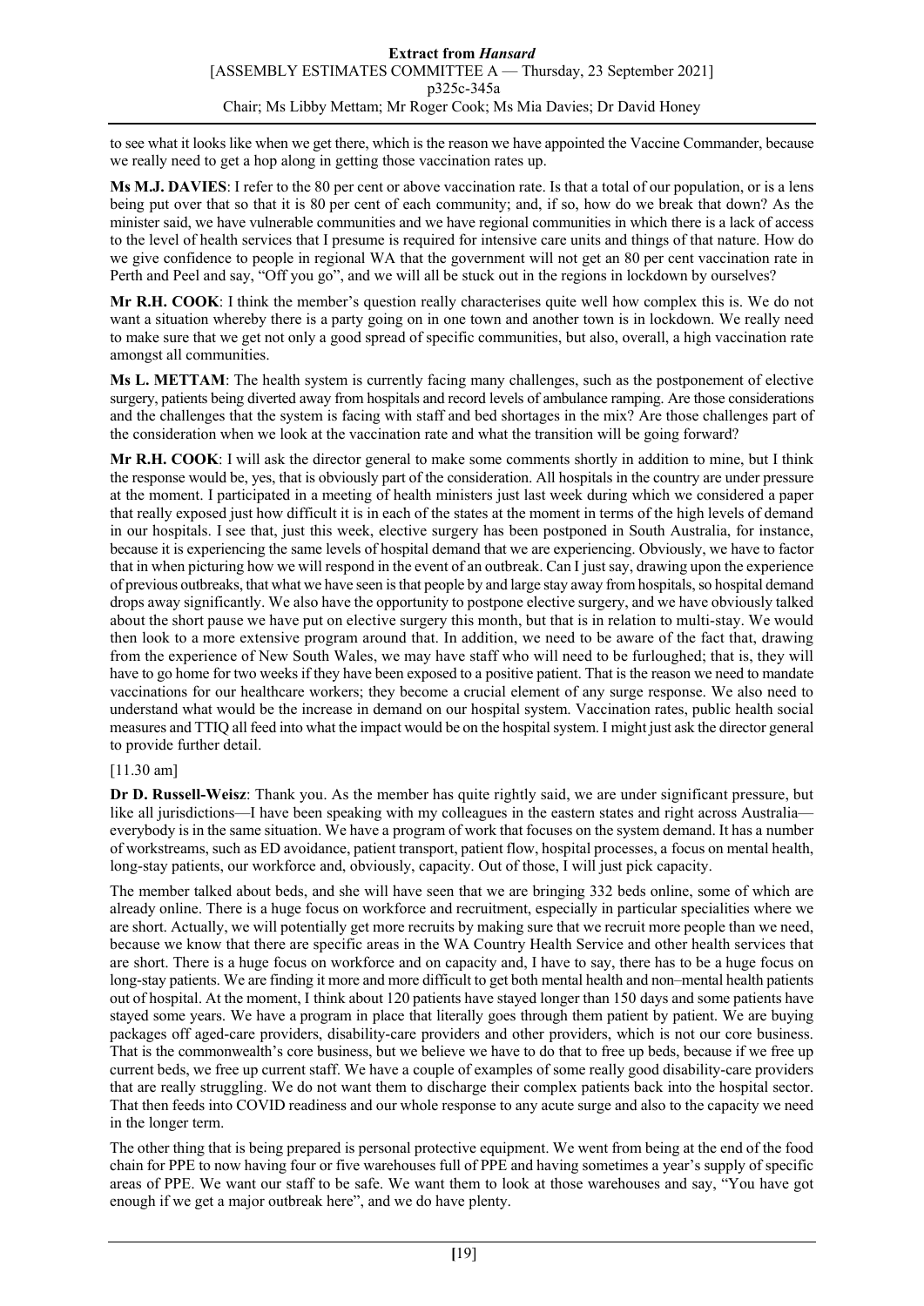to see what it looks like when we get there, which is the reason we have appointed the Vaccine Commander, because we really need to get a hop along in getting those vaccination rates up.

**Ms M.J. DAVIES**: I refer to the 80 per cent or above vaccination rate. Is that a total of our population, or is a lens being put over that so that it is 80 per cent of each community; and, if so, how do we break that down? As the minister said, we have vulnerable communities and we have regional communities in which there is a lack of access to the level of health services that I presume is required for intensive care units and things of that nature. How do we give confidence to people in regional WA that the government will not get an 80 per cent vaccination rate in Perth and Peel and say, "Off you go", and we will all be stuck out in the regions in lockdown by ourselves?

**Mr R.H. COOK**: I think the member's question really characterises quite well how complex this is. We do not want a situation whereby there is a party going on in one town and another town is in lockdown. We really need to make sure that we get not only a good spread of specific communities, but also, overall, a high vaccination rate amongst all communities.

**Ms L. METTAM**: The health system is currently facing many challenges, such as the postponement of elective surgery, patients being diverted away from hospitals and record levels of ambulance ramping. Are those considerations and the challenges that the system is facing with staff and bed shortages in the mix? Are those challenges part of the consideration when we look at the vaccination rate and what the transition will be going forward?

**Mr R.H. COOK**: I will ask the director general to make some comments shortly in addition to mine, but I think the response would be, yes, that is obviously part of the consideration. All hospitals in the country are under pressure at the moment. I participated in a meeting of health ministers just last week during which we considered a paper that really exposed just how difficult it is in each of the states at the moment in terms of the high levels of demand in our hospitals. I see that, just this week, elective surgery has been postponed in South Australia, for instance, because it is experiencing the same levels of hospital demand that we are experiencing. Obviously, we have to factor that in when picturing how we will respond in the event of an outbreak. Can I just say, drawing upon the experience of previous outbreaks, that what we have seen is that people by and large stay away from hospitals, so hospital demand drops away significantly. We also have the opportunity to postpone elective surgery, and we have obviously talked about the short pause we have put on elective surgery this month, but that is in relation to multi-stay. We would then look to a more extensive program around that. In addition, we need to be aware of the fact that, drawing from the experience of New South Wales, we may have staff who will need to be furloughed; that is, they will have to go home for two weeks if they have been exposed to a positive patient. That is the reason we need to mandate vaccinations for our healthcare workers; they become a crucial element of any surge response. We also need to understand what would be the increase in demand on our hospital system. Vaccination rates, public health social measures and TTIQ all feed into what the impact would be on the hospital system. I might just ask the director general to provide further detail.

[11.30 am]

**Dr D. Russell-Weisz**: Thank you. As the member has quite rightly said, we are under significant pressure, but like all jurisdictions—I have been speaking with my colleagues in the eastern states and right across Australia—everybody is in the same situation. We have a program of work that focuses on the system demand. It has a number of workstreams, such as ED avoidance, patient transport, patient flow, hospital processes, a focus on mental health, long-stay patients, our workforce and, obviously, capacity. Out of those, I will just pick capacity.

The member talked about beds, and she will have seen that we are bringing 332 beds online, some of which are already online. There is a huge focus on workforce and recruitment, especially in particular specialities where we are short. Actually, we will potentially get more recruits by making sure that we recruit more people than we need, because we know that there are specific areas in the WA Country Health Service and other health services that are short. There is a huge focus on workforce and on capacity and, I have to say, there has to be a huge focus on long-stay patients. We are finding it more and more difficult to get both mental health and non–mental health patients out of hospital. At the moment, I think about 120 patients have stayed longer than 150 days and some patients have stayed some years. We have a program in place that literally goes through them patient by patient. We are buying packages off aged-care providers, disability-care providers and other providers, which is not our core business. That is the commonwealth's core business, but we believe we have to do that to free up beds, because if we free up current beds, we free up current staff. We have a couple of examples of some really good disability-care providers that are really struggling. We do not want them to discharge their complex patients back into the hospital sector. That then feeds into COVID readiness and our whole response to any acute surge and also to the capacity we need in the longer term.

The other thing that is being prepared is personal protective equipment. We went from being at the end of the food chain for PPE to now having four or five warehouses full of PPE and having sometimes a year's supply of specific areas of PPE. We want our staff to be safe. We want them to look at those warehouses and say, "You have got enough if we get a major outbreak here", and we do have plenty.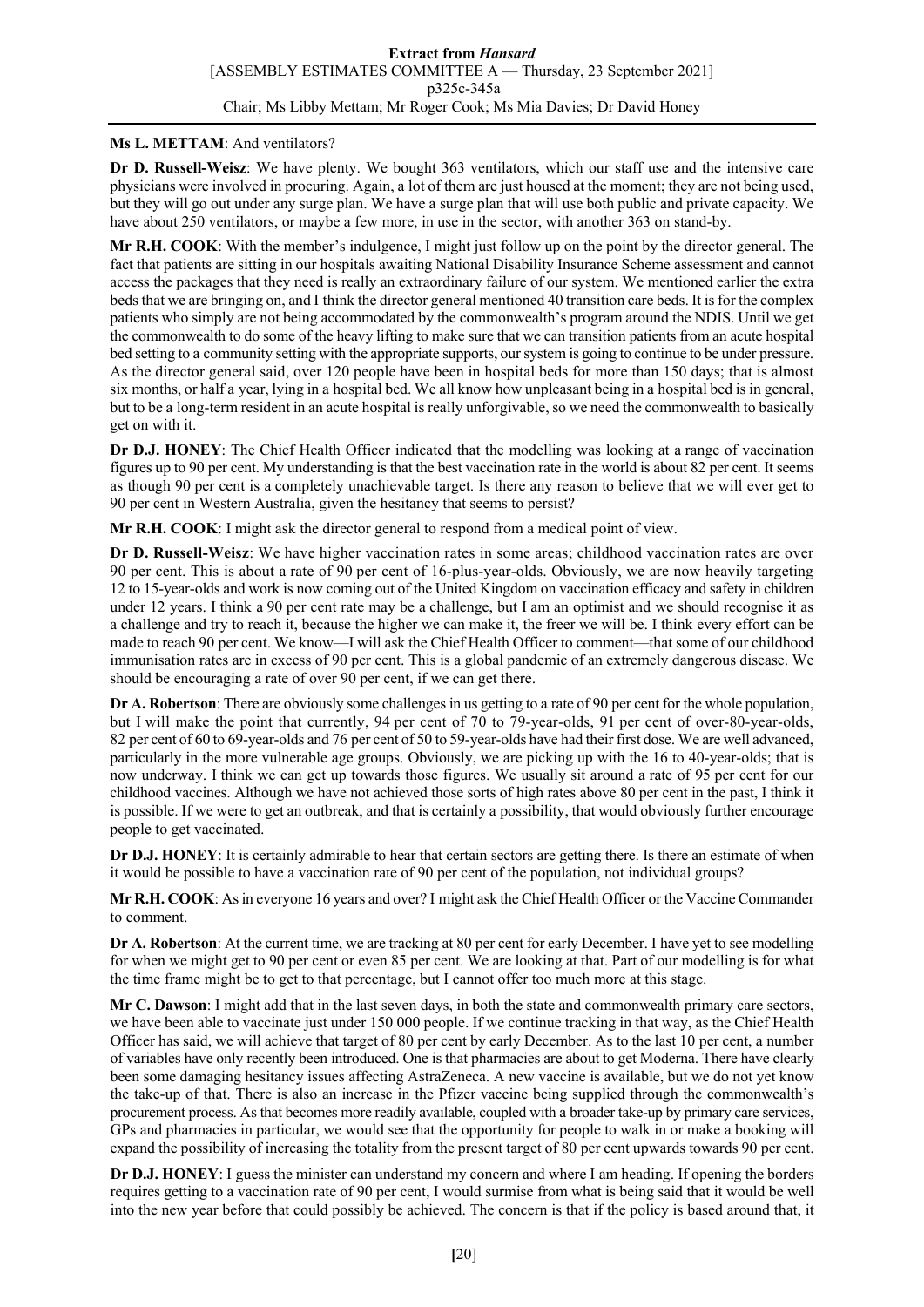**Ms L. METTAM**: And ventilators?

**Dr D. Russell-Weisz**: We have plenty. We bought 363 ventilators, which our staff use and the intensive care physicians were involved in procuring. Again, a lot of them are just housed at the moment; they are not being used, but they will go out under any surge plan. We have a surge plan that will use both public and private capacity. We have about 250 ventilators, or maybe a few more, in use in the sector, with another 363 on stand-by.

**Mr R.H. COOK**: With the member's indulgence, I might just follow up on the point by the director general. The fact that patients are sitting in our hospitals awaiting National Disability Insurance Scheme assessment and cannot access the packages that they need is really an extraordinary failure of our system. We mentioned earlier the extra beds that we are bringing on, and I think the director general mentioned 40 transition care beds. It is for the complex patients who simply are not being accommodated by the commonwealth's program around the NDIS. Until we get the commonwealth to do some of the heavy lifting to make sure that we can transition patients from an acute hospital bed setting to a community setting with the appropriate supports, our system is going to continue to be under pressure. As the director general said, over 120 people have been in hospital beds for more than 150 days; that is almost six months, or half a year, lying in a hospital bed. We all know how unpleasant being in a hospital bed is in general, but to be a long-term resident in an acute hospital is really unforgivable, so we need the commonwealth to basically get on with it.

**Dr D.J. HONEY**: The Chief Health Officer indicated that the modelling was looking at a range of vaccination figures up to 90 per cent. My understanding is that the best vaccination rate in the world is about 82 per cent. It seems as though 90 per cent is a completely unachievable target. Is there any reason to believe that we will ever get to 90 per cent in Western Australia, given the hesitancy that seems to persist?

**Mr R.H. COOK**: I might ask the director general to respond from a medical point of view.

**Dr D. Russell-Weisz**: We have higher vaccination rates in some areas; childhood vaccination rates are over 90 per cent. This is about a rate of 90 per cent of 16-plus-year-olds. Obviously, we are now heavily targeting 12 to 15-year-olds and work is now coming out of the United Kingdom on vaccination efficacy and safety in children under 12 years. I think a 90 per cent rate may be a challenge, but I am an optimist and we should recognise it as a challenge and try to reach it, because the higher we can make it, the freer we will be. I think every effort can be made to reach 90 per cent. We know—I will ask the Chief Health Officer to comment—that some of our childhood immunisation rates are in excess of 90 per cent. This is a global pandemic of an extremely dangerous disease. We should be encouraging a rate of over 90 per cent, if we can get there.

**Dr A. Robertson**: There are obviously some challenges in us getting to a rate of 90 per cent for the whole population, but I will make the point that currently, 94 per cent of 70 to 79-year-olds, 91 per cent of over-80-year-olds, 82 per cent of 60 to 69-year-olds and 76 per cent of 50 to 59-year-olds have had their first dose. We are well advanced, particularly in the more vulnerable age groups. Obviously, we are picking up with the 16 to 40-year-olds; that is now underway. I think we can get up towards those figures. We usually sit around a rate of 95 per cent for our childhood vaccines. Although we have not achieved those sorts of high rates above 80 per cent in the past, I think it is possible. If we were to get an outbreak, and that is certainly a possibility, that would obviously further encourage people to get vaccinated.

**Dr D.J. HONEY**: It is certainly admirable to hear that certain sectors are getting there. Is there an estimate of when it would be possible to have a vaccination rate of 90 per cent of the population, not individual groups?

**Mr R.H. COOK**: As in everyone 16 years and over? I might ask the Chief Health Officer or the Vaccine Commander to comment.

**Dr A. Robertson**: At the current time, we are tracking at 80 per cent for early December. I have yet to see modelling for when we might get to 90 per cent or even 85 per cent. We are looking at that. Part of our modelling is for what the time frame might be to get to that percentage, but I cannot offer too much more at this stage.

**Mr C. Dawson**: I might add that in the last seven days, in both the state and commonwealth primary care sectors, we have been able to vaccinate just under 150 000 people. If we continue tracking in that way, as the Chief Health Officer has said, we will achieve that target of 80 per cent by early December. As to the last 10 per cent, a number of variables have only recently been introduced. One is that pharmacies are about to get Moderna. There have clearly been some damaging hesitancy issues affecting AstraZeneca. A new vaccine is available, but we do not yet know the take-up of that. There is also an increase in the Pfizer vaccine being supplied through the commonwealth's procurement process. As that becomes more readily available, coupled with a broader take-up by primary care services, GPs and pharmacies in particular, we would see that the opportunity for people to walk in or make a booking will expand the possibility of increasing the totality from the present target of 80 per cent upwards towards 90 per cent.

**Dr D.J. HONEY**: I guess the minister can understand my concern and where I am heading. If opening the borders requires getting to a vaccination rate of 90 per cent, I would surmise from what is being said that it would be well into the new year before that could possibly be achieved. The concern is that if the policy is based around that, it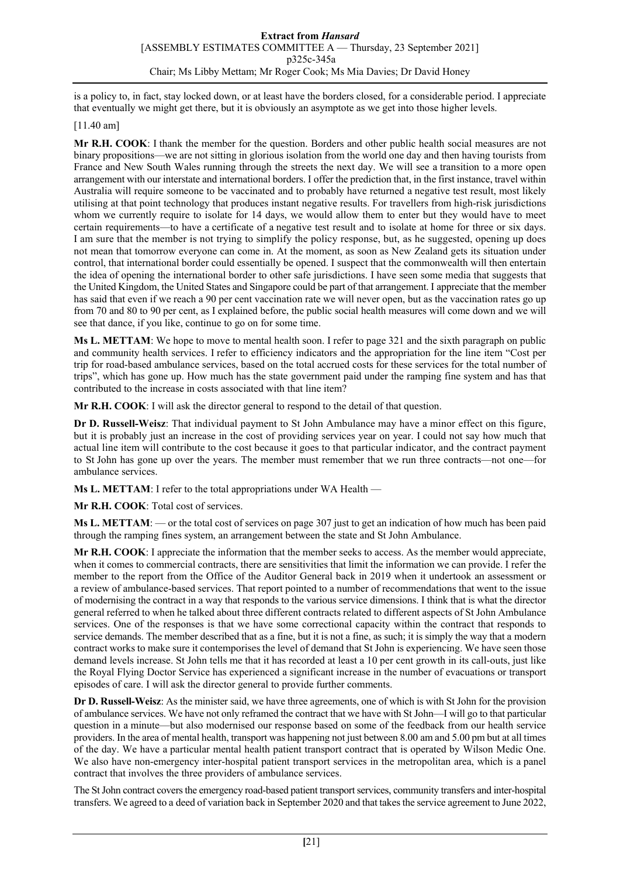is a policy to, in fact, stay locked down, or at least have the borders closed, for a considerable period. I appreciate that eventually we might get there, but it is obviously an asymptote as we get into those higher levels.

[11.40 am]

**Mr R.H. COOK**: I thank the member for the question. Borders and other public health social measures are not binary propositions—we are not sitting in glorious isolation from the world one day and then having tourists from France and New South Wales running through the streets the next day. We will see a transition to a more open arrangement with our interstate and international borders. I offer the prediction that, in the first instance, travel within Australia will require someone to be vaccinated and to probably have returned a negative test result, most likely utilising at that point technology that produces instant negative results. For travellers from high-risk jurisdictions whom we currently require to isolate for 14 days, we would allow them to enter but they would have to meet certain requirements—to have a certificate of a negative test result and to isolate at home for three or six days. I am sure that the member is not trying to simplify the policy response, but, as he suggested, opening up does not mean that tomorrow everyone can come in. At the moment, as soon as New Zealand gets its situation under control, that international border could essentially be opened. I suspect that the commonwealth will then entertain the idea of opening the international border to other safe jurisdictions. I have seen some media that suggests that the United Kingdom, the United States and Singapore could be part of that arrangement. I appreciate that the member has said that even if we reach a 90 per cent vaccination rate we will never open, but as the vaccination rates go up from 70 and 80 to 90 per cent, as I explained before, the public social health measures will come down and we will see that dance, if you like, continue to go on for some time.

**Ms L. METTAM**: We hope to move to mental health soon. I refer to page 321 and the sixth paragraph on public and community health services. I refer to efficiency indicators and the appropriation for the line item "Cost per trip for road-based ambulance services, based on the total accrued costs for these services for the total number of trips", which has gone up. How much has the state government paid under the ramping fine system and has that contributed to the increase in costs associated with that line item?

**Mr R.H. COOK**: I will ask the director general to respond to the detail of that question.

**Dr D. Russell-Weisz**: That individual payment to St John Ambulance may have a minor effect on this figure, but it is probably just an increase in the cost of providing services year on year. I could not say how much that actual line item will contribute to the cost because it goes to that particular indicator, and the contract payment to St John has gone up over the years. The member must remember that we run three contracts—not one—for ambulance services.

**Ms L. METTAM**: I refer to the total appropriations under WA Health —

**Mr R.H. COOK**: Total cost of services.

**Ms L. METTAM**: — or the total cost of services on page 307 just to get an indication of how much has been paid through the ramping fines system, an arrangement between the state and St John Ambulance.

**Mr R.H. COOK**: I appreciate the information that the member seeks to access. As the member would appreciate, when it comes to commercial contracts, there are sensitivities that limit the information we can provide. I refer the member to the report from the Office of the Auditor General back in 2019 when it undertook an assessment or a review of ambulance-based services. That report pointed to a number of recommendations that went to the issue of modernising the contract in a way that responds to the various service dimensions. I think that is what the director general referred to when he talked about three different contracts related to different aspects of St John Ambulance services. One of the responses is that we have some correctional capacity within the contract that responds to service demands. The member described that as a fine, but it is not a fine, as such; it is simply the way that a modern contract works to make sure it contemporises the level of demand that St John is experiencing. We have seen those demand levels increase. St John tells me that it has recorded at least a 10 per cent growth in its call-outs, just like the Royal Flying Doctor Service has experienced a significant increase in the number of evacuations or transport episodes of care. I will ask the director general to provide further comments.

**Dr D. Russell-Weisz**: As the minister said, we have three agreements, one of which is with St John for the provision of ambulance services. We have not only reframed the contract that we have with St John—I will go to that particular question in a minute—but also modernised our response based on some of the feedback from our health service providers. In the area of mental health, transport was happening not just between 8.00 am and 5.00 pm but at all times of the day. We have a particular mental health patient transport contract that is operated by Wilson Medic One. We also have non-emergency inter-hospital patient transport services in the metropolitan area, which is a panel contract that involves the three providers of ambulance services.

The St John contract covers the emergency road-based patient transport services, community transfers and inter-hospital transfers. We agreed to a deed of variation back in September 2020 and that takes the service agreement to June 2022,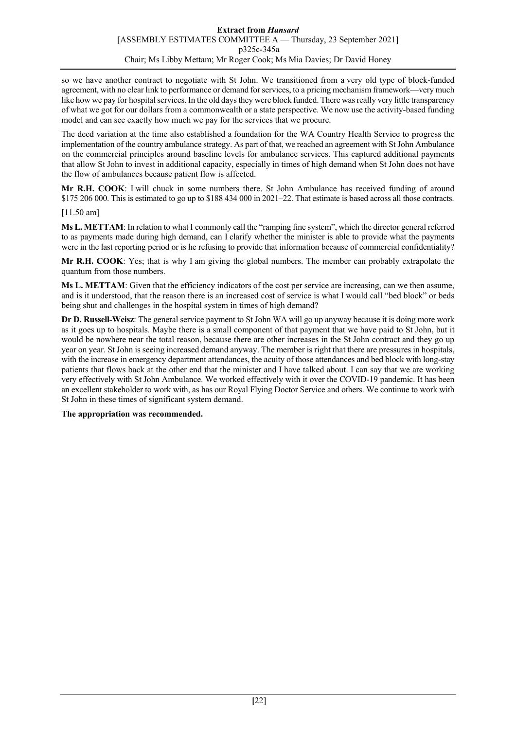so we have another contract to negotiate with St John. We transitioned from a very old type of block-funded agreement, with no clear link to performance or demand for services, to a pricing mechanism framework—very much like how we pay for hospital services. In the old days they were block funded. There was really very little transparency of what we got for our dollars from a commonwealth or a state perspective. We now use the activity-based funding model and can see exactly how much we pay for the services that we procure.

The deed variation at the time also established a foundation for the WA Country Health Service to progress the implementation of the country ambulance strategy. As part of that, we reached an agreement with St John Ambulance on the commercial principles around baseline levels for ambulance services. This captured additional payments that allow St John to invest in additional capacity, especially in times of high demand when St John does not have the flow of ambulances because patient flow is affected.

**Mr R.H. COOK**: I will chuck in some numbers there. St John Ambulance has received funding of around $175 206 000. This is estimated to go up to $188 434 000 in 2021–22. That estimate is based across all those contracts.

[11.50 am]

**Ms L. METTAM**: In relation to what I commonly call the "ramping fine system", which the director general referred to as payments made during high demand, can I clarify whether the minister is able to provide what the payments were in the last reporting period or is he refusing to provide that information because of commercial confidentiality?

**Mr R.H. COOK**: Yes; that is why I am giving the global numbers. The member can probably extrapolate the quantum from those numbers.

**Ms L. METTAM**: Given that the efficiency indicators of the cost per service are increasing, can we then assume, and is it understood, that the reason there is an increased cost of service is what I would call "bed block" or beds being shut and challenges in the hospital system in times of high demand?

**Dr D. Russell-Weisz**: The general service payment to St John WA will go up anyway because it is doing more work as it goes up to hospitals. Maybe there is a small component of that payment that we have paid to St John, but it would be nowhere near the total reason, because there are other increases in the St John contract and they go up year on year. St John is seeing increased demand anyway. The member is right that there are pressures in hospitals, with the increase in emergency department attendances, the acuity of those attendances and bed block with long-stay patients that flows back at the other end that the minister and I have talked about. I can say that we are working very effectively with St John Ambulance. We worked effectively with it over the COVID-19 pandemic. It has been an excellent stakeholder to work with, as has our Royal Flying Doctor Service and others. We continue to work with St John in these times of significant system demand.

**The appropriation was recommended.**